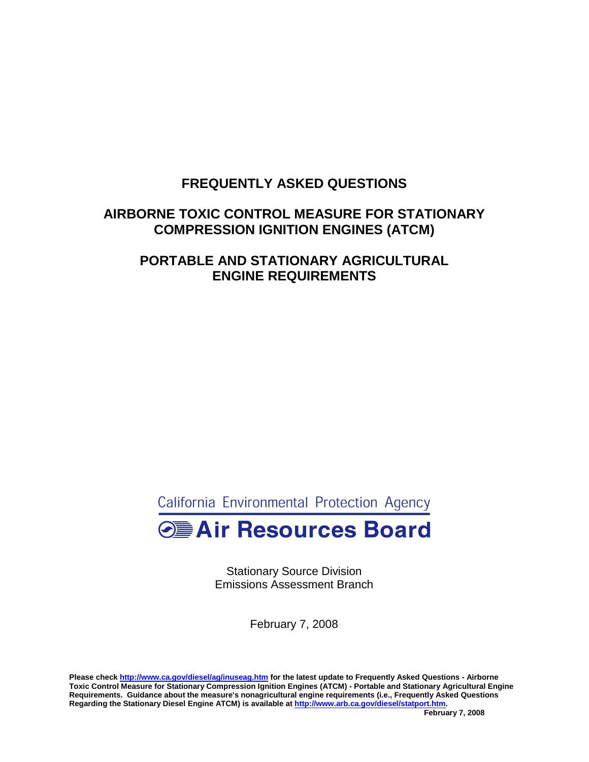# FREQUENTLY ASKED QUESTIONS

## AIRBORNE TOXIC CONTROL MEASURE FOR STATIONARY COMPRESSION IGNITION ENGINES (ATCM)

## PORTABLE AND STATIONARY AGRICULTURAL ENGINE REQUIREMENTS

California Environmental Protection Agency

**Air Resources Board**

Stationary Source Division
Emissions Assessment Branch

February 7, 2008

**Please check http://www.ca.gov/diesel/ag/inuseag.htm for the latest update to Frequently Asked Questions - Airborne Toxic Control Measure for Stationary Compression Ignition Engines (ATCM) - Portable and Stationary Agricultural Engine Requirements. Guidance about the measure's nonagricultural engine requirements (i.e., Frequently Asked Questions Regarding the Stationary Diesel Engine ATCM) is available at http://www.arb.ca.gov/diesel/statport.htm.**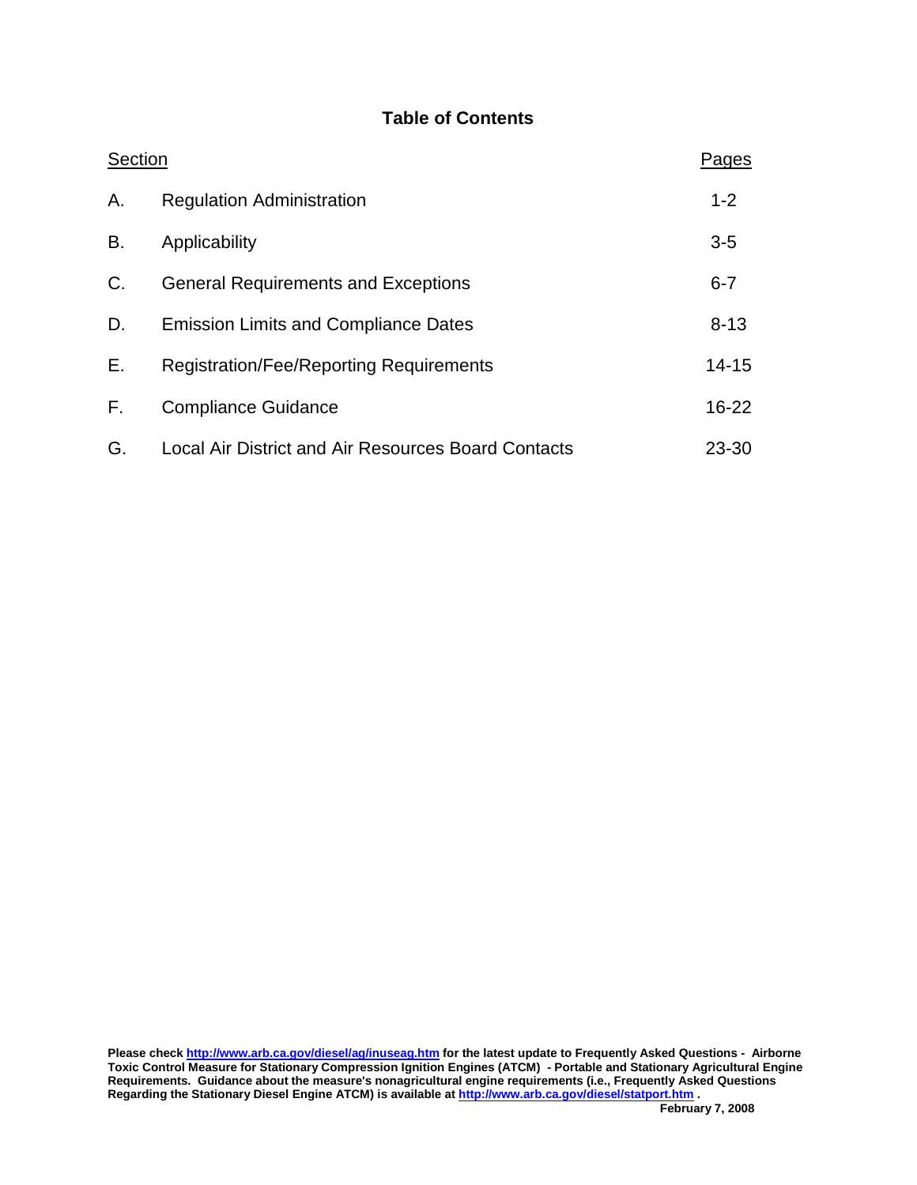# Table of Contents

| Section | | Pages |
|---|---|---|
| A. | Regulation Administration | 1-2 |
| B. | Applicability | 3-5 |
| C. | General Requirements and Exceptions | 6-7 |
| D. | Emission Limits and Compliance Dates | 8-13 |
| E. | Registration/Fee/Reporting Requirements | 14-15 |
| F. | Compliance Guidance | 16-22 |
| G. | Local Air District and Air Resources Board Contacts | 23-30 |

**Please check http://www.arb.ca.gov/diesel/ag/inuseag.htm for the latest update to Frequently Asked Questions - Airborne Toxic Control Measure for Stationary Compression Ignition Engines (ATCM) - Portable and Stationary Agricultural Engine Requirements. Guidance about the measure's nonagricultural engine requirements (i.e., Frequently Asked Questions Regarding the Stationary Diesel Engine ATCM) is available at http://www.arb.ca.gov/diesel/statport.htm .**

**February 7, 2008**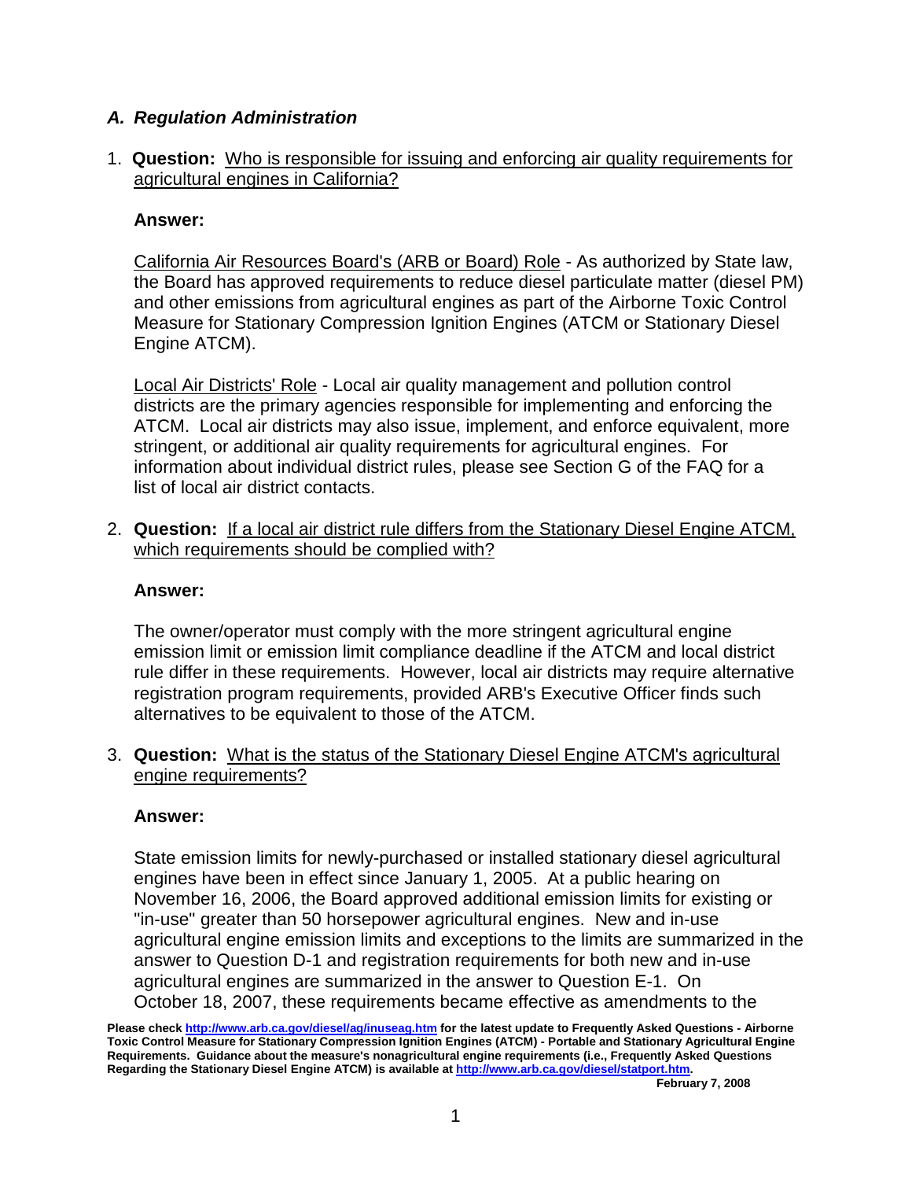## *A. Regulation Administration*

1. **Question:** Who is responsible for issuing and enforcing air quality requirements for agricultural engines in California?

   **Answer:**

   California Air Resources Board's (ARB or Board) Role - As authorized by State law, the Board has approved requirements to reduce diesel particulate matter (diesel PM) and other emissions from agricultural engines as part of the Airborne Toxic Control Measure for Stationary Compression Ignition Engines (ATCM or Stationary Diesel Engine ATCM).

   Local Air Districts' Role - Local air quality management and pollution control districts are the primary agencies responsible for implementing and enforcing the ATCM. Local air districts may also issue, implement, and enforce equivalent, more stringent, or additional air quality requirements for agricultural engines. For information about individual district rules, please see Section G of the FAQ for a list of local air district contacts.

2. **Question:** If a local air district rule differs from the Stationary Diesel Engine ATCM, which requirements should be complied with?

   **Answer:**

   The owner/operator must comply with the more stringent agricultural engine emission limit or emission limit compliance deadline if the ATCM and local district rule differ in these requirements. However, local air districts may require alternative registration program requirements, provided ARB's Executive Officer finds such alternatives to be equivalent to those of the ATCM.

3. **Question:** What is the status of the Stationary Diesel Engine ATCM's agricultural engine requirements?

   **Answer:**

   State emission limits for newly-purchased or installed stationary diesel agricultural engines have been in effect since January 1, 2005. At a public hearing on November 16, 2006, the Board approved additional emission limits for existing or "in-use" greater than 50 horsepower agricultural engines. New and in-use agricultural engine emission limits and exceptions to the limits are summarized in the answer to Question D-1 and registration requirements for both new and in-use agricultural engines are summarized in the answer to Question E-1. On October 18, 2007, these requirements became effective as amendments to the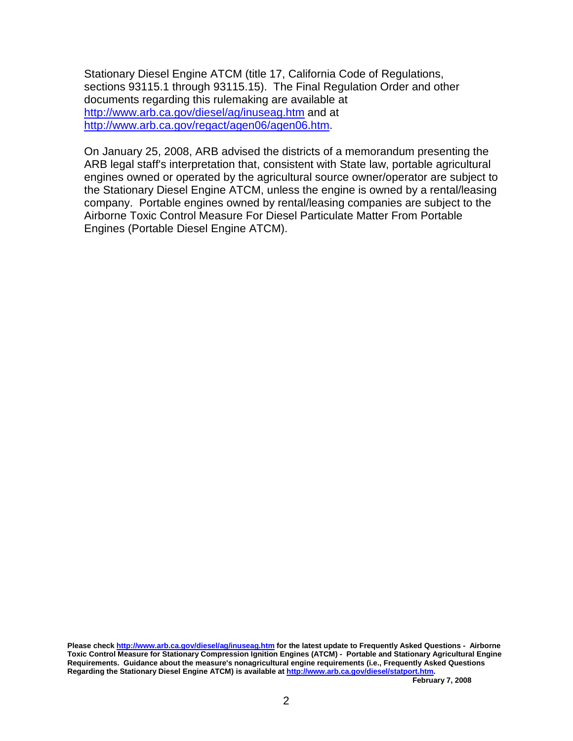Stationary Diesel Engine ATCM (title 17, California Code of Regulations, sections 93115.1 through 93115.15). The Final Regulation Order and other documents regarding this rulemaking are available at http://www.arb.ca.gov/diesel/ag/inuseag.htm and at http://www.arb.ca.gov/regact/agen06/agen06.htm.

On January 25, 2008, ARB advised the districts of a memorandum presenting the ARB legal staff's interpretation that, consistent with State law, portable agricultural engines owned or operated by the agricultural source owner/operator are subject to the Stationary Diesel Engine ATCM, unless the engine is owned by a rental/leasing company. Portable engines owned by rental/leasing companies are subject to the Airborne Toxic Control Measure For Diesel Particulate Matter From Portable Engines (Portable Diesel Engine ATCM).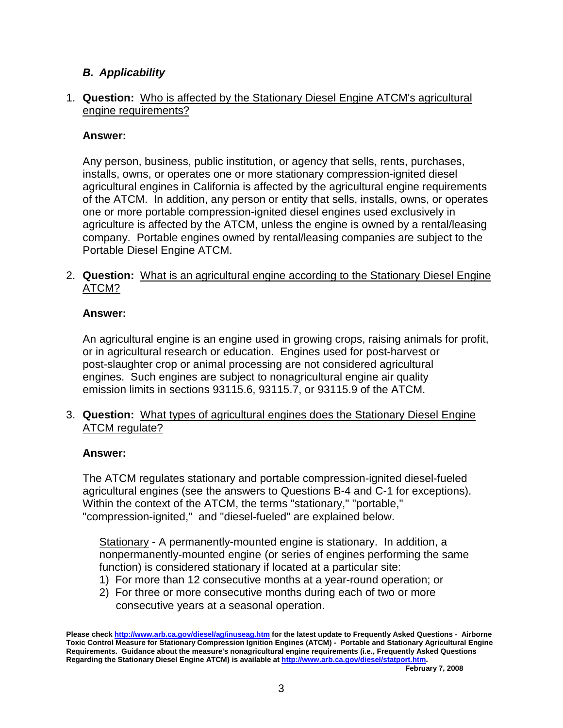### *B. Applicability*

1. **Question:** Who is affected by the Stationary Diesel Engine ATCM's agricultural engine requirements?

   **Answer:**

   Any person, business, public institution, or agency that sells, rents, purchases, installs, owns, or operates one or more stationary compression-ignited diesel agricultural engines in California is affected by the agricultural engine requirements of the ATCM. In addition, any person or entity that sells, installs, owns, or operates one or more portable compression-ignited diesel engines used exclusively in agriculture is affected by the ATCM, unless the engine is owned by a rental/leasing company. Portable engines owned by rental/leasing companies are subject to the Portable Diesel Engine ATCM.

2. **Question:** What is an agricultural engine according to the Stationary Diesel Engine ATCM?

   **Answer:**

   An agricultural engine is an engine used in growing crops, raising animals for profit, or in agricultural research or education. Engines used for post-harvest or post-slaughter crop or animal processing are not considered agricultural engines. Such engines are subject to nonagricultural engine air quality emission limits in sections 93115.6, 93115.7, or 93115.9 of the ATCM.

3. **Question:** What types of agricultural engines does the Stationary Diesel Engine ATCM regulate?

   **Answer:**

   The ATCM regulates stationary and portable compression-ignited diesel-fueled agricultural engines (see the answers to Questions B-4 and C-1 for exceptions). Within the context of the ATCM, the terms "stationary," "portable," "compression-ignited," and "diesel-fueled" are explained below.

   Stationary - A permanently-mounted engine is stationary. In addition, a nonpermanently-mounted engine (or series of engines performing the same function) is considered stationary if located at a particular site:

   1) For more than 12 consecutive months at a year-round operation; or
   2) For three or more consecutive months during each of two or more consecutive years at a seasonal operation.

**Please check http://www.arb.ca.gov/diesel/ag/inuseag.htm for the latest update to Frequently Asked Questions - Airborne Toxic Control Measure for Stationary Compression Ignition Engines (ATCM) - Portable and Stationary Agricultural Engine Requirements. Guidance about the measure's nonagricultural engine requirements (i.e., Frequently Asked Questions Regarding the Stationary Diesel Engine ATCM) is available at http://www.arb.ca.gov/diesel/statport.htm.**

**February 7, 2008**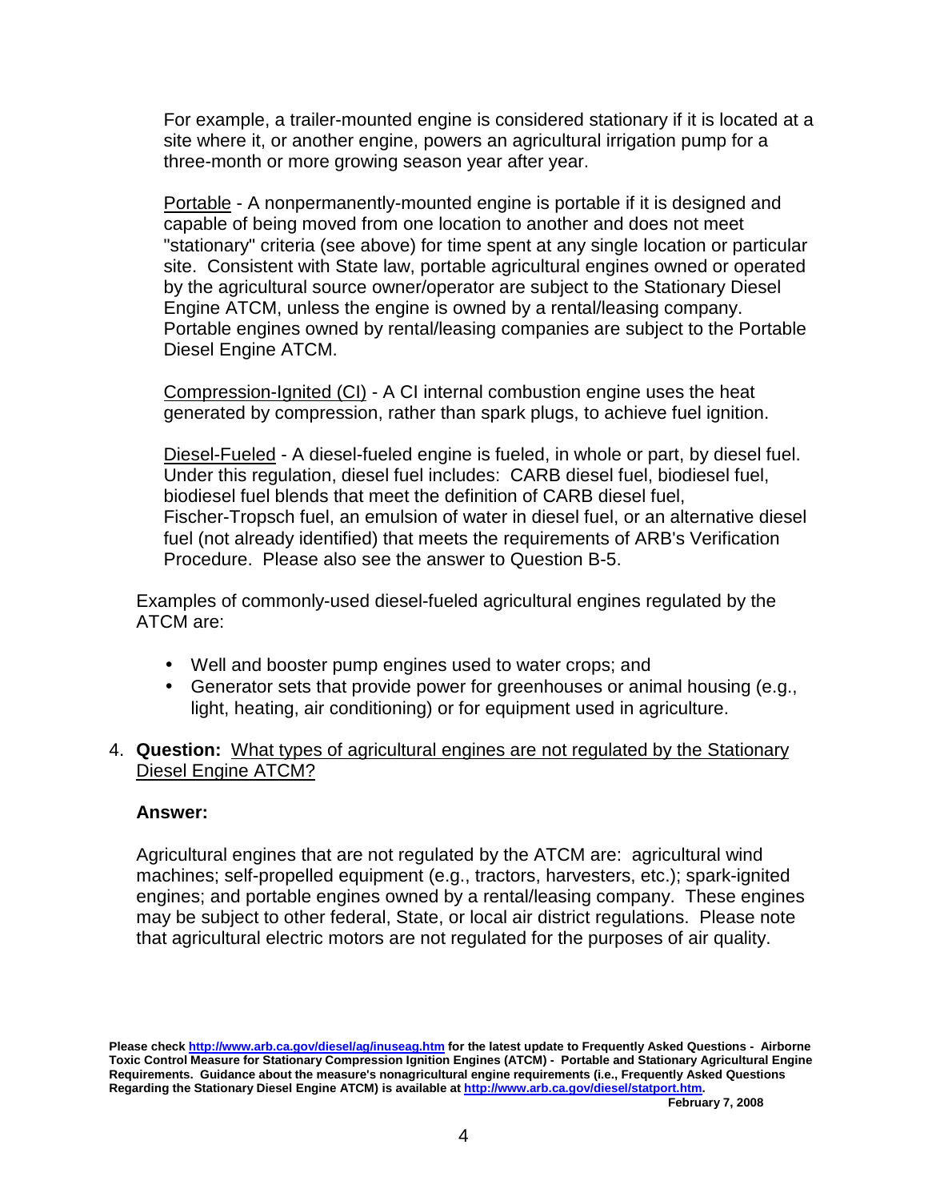For example, a trailer-mounted engine is considered stationary if it is located at a site where it, or another engine, powers an agricultural irrigation pump for a three-month or more growing season year after year.

Portable - A nonpermanently-mounted engine is portable if it is designed and capable of being moved from one location to another and does not meet "stationary" criteria (see above) for time spent at any single location or particular site. Consistent with State law, portable agricultural engines owned or operated by the agricultural source owner/operator are subject to the Stationary Diesel Engine ATCM, unless the engine is owned by a rental/leasing company. Portable engines owned by rental/leasing companies are subject to the Portable Diesel Engine ATCM.

Compression-Ignited (CI) - A CI internal combustion engine uses the heat generated by compression, rather than spark plugs, to achieve fuel ignition.

Diesel-Fueled - A diesel-fueled engine is fueled, in whole or part, by diesel fuel. Under this regulation, diesel fuel includes: CARB diesel fuel, biodiesel fuel, biodiesel fuel blends that meet the definition of CARB diesel fuel, Fischer-Tropsch fuel, an emulsion of water in diesel fuel, or an alternative diesel fuel (not already identified) that meets the requirements of ARB's Verification Procedure. Please also see the answer to Question B-5.

Examples of commonly-used diesel-fueled agricultural engines regulated by the ATCM are:

- Well and booster pump engines used to water crops; and
- Generator sets that provide power for greenhouses or animal housing (e.g., light, heating, air conditioning) or for equipment used in agriculture.

4. **Question:** What types of agricultural engines are not regulated by the Stationary Diesel Engine ATCM?

**Answer:**

Agricultural engines that are not regulated by the ATCM are: agricultural wind machines; self-propelled equipment (e.g., tractors, harvesters, etc.); spark-ignited engines; and portable engines owned by a rental/leasing company. These engines may be subject to other federal, State, or local air district regulations. Please note that agricultural electric motors are not regulated for the purposes of air quality.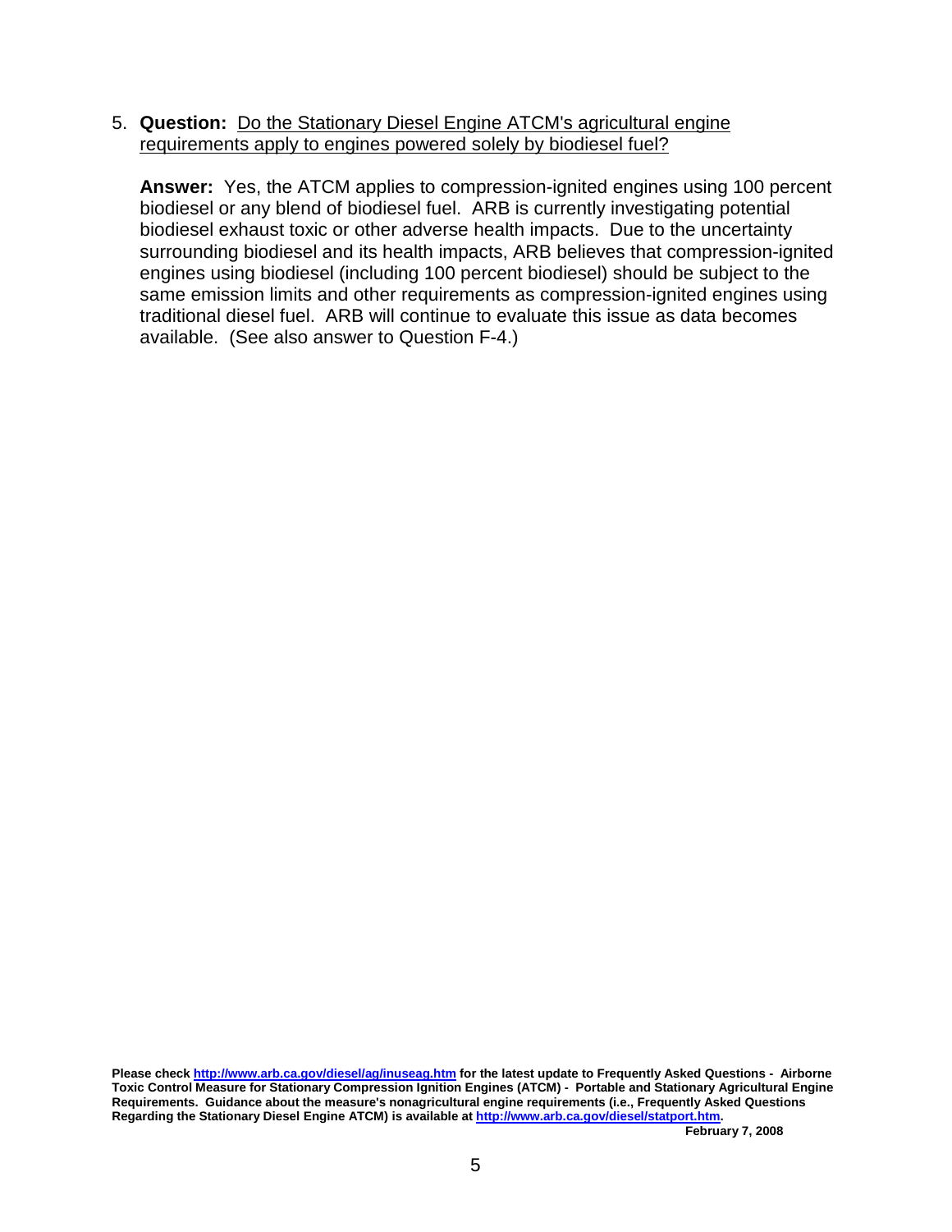5. **Question:** Do the Stationary Diesel Engine ATCM's agricultural engine requirements apply to engines powered solely by biodiesel fuel?

   **Answer:** Yes, the ATCM applies to compression-ignited engines using 100 percent biodiesel or any blend of biodiesel fuel. ARB is currently investigating potential biodiesel exhaust toxic or other adverse health impacts. Due to the uncertainty surrounding biodiesel and its health impacts, ARB believes that compression-ignited engines using biodiesel (including 100 percent biodiesel) should be subject to the same emission limits and other requirements as compression-ignited engines using traditional diesel fuel. ARB will continue to evaluate this issue as data becomes available. (See also answer to Question F-4.)

**Please check http://www.arb.ca.gov/diesel/ag/inuseag.htm for the latest update to Frequently Asked Questions - Airborne Toxic Control Measure for Stationary Compression Ignition Engines (ATCM) - Portable and Stationary Agricultural Engine Requirements. Guidance about the measure's nonagricultural engine requirements (i.e., Frequently Asked Questions Regarding the Stationary Diesel Engine ATCM) is available at http://www.arb.ca.gov/diesel/statport.htm.**

**February 7, 2008**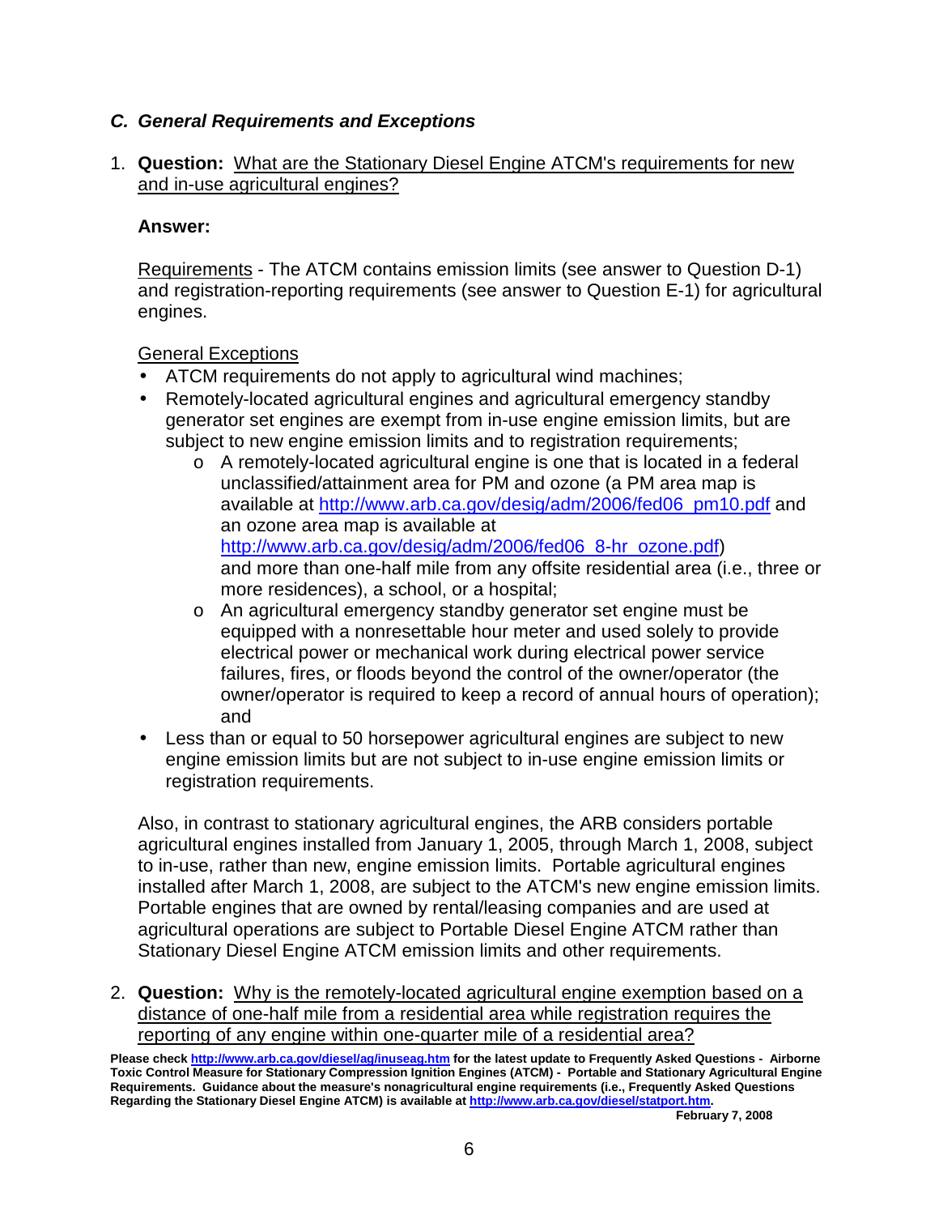### *C. General Requirements and Exceptions*

1. **Question:** What are the Stationary Diesel Engine ATCM's requirements for new and in-use agricultural engines?

   **Answer:**

   Requirements - The ATCM contains emission limits (see answer to Question D-1) and registration-reporting requirements (see answer to Question E-1) for agricultural engines.

   General Exceptions

   - ATCM requirements do not apply to agricultural wind machines;
   - Remotely-located agricultural engines and agricultural emergency standby generator set engines are exempt from in-use engine emission limits, but are subject to new engine emission limits and to registration requirements;
     - A remotely-located agricultural engine is one that is located in a federal unclassified/attainment area for PM and ozone (a PM area map is available at http://www.arb.ca.gov/desig/adm/2006/fed06_pm10.pdf and an ozone area map is available at http://www.arb.ca.gov/desig/adm/2006/fed06_8-hr_ozone.pdf) and more than one-half mile from any offsite residential area (i.e., three or more residences), a school, or a hospital;
     - An agricultural emergency standby generator set engine must be equipped with a nonresettable hour meter and used solely to provide electrical power or mechanical work during electrical power service failures, fires, or floods beyond the control of the owner/operator (the owner/operator is required to keep a record of annual hours of operation); and
   - Less than or equal to 50 horsepower agricultural engines are subject to new engine emission limits but are not subject to in-use engine emission limits or registration requirements.

   Also, in contrast to stationary agricultural engines, the ARB considers portable agricultural engines installed from January 1, 2005, through March 1, 2008, subject to in-use, rather than new, engine emission limits. Portable agricultural engines installed after March 1, 2008, are subject to the ATCM's new engine emission limits. Portable engines that are owned by rental/leasing companies and are used at agricultural operations are subject to Portable Diesel Engine ATCM rather than Stationary Diesel Engine ATCM emission limits and other requirements.

2. **Question:** Why is the remotely-located agricultural engine exemption based on a distance of one-half mile from a residential area while registration requires the reporting of any engine within one-quarter mile of a residential area?

**Please check http://www.arb.ca.gov/diesel/ag/inuseag.htm for the latest update to Frequently Asked Questions - Airborne Toxic Control Measure for Stationary Compression Ignition Engines (ATCM) - Portable and Stationary Agricultural Engine Requirements. Guidance about the measure's nonagricultural engine requirements (i.e., Frequently Asked Questions Regarding the Stationary Diesel Engine ATCM) is available at http://www.arb.ca.gov/diesel/statport.htm.**

**February 7, 2008**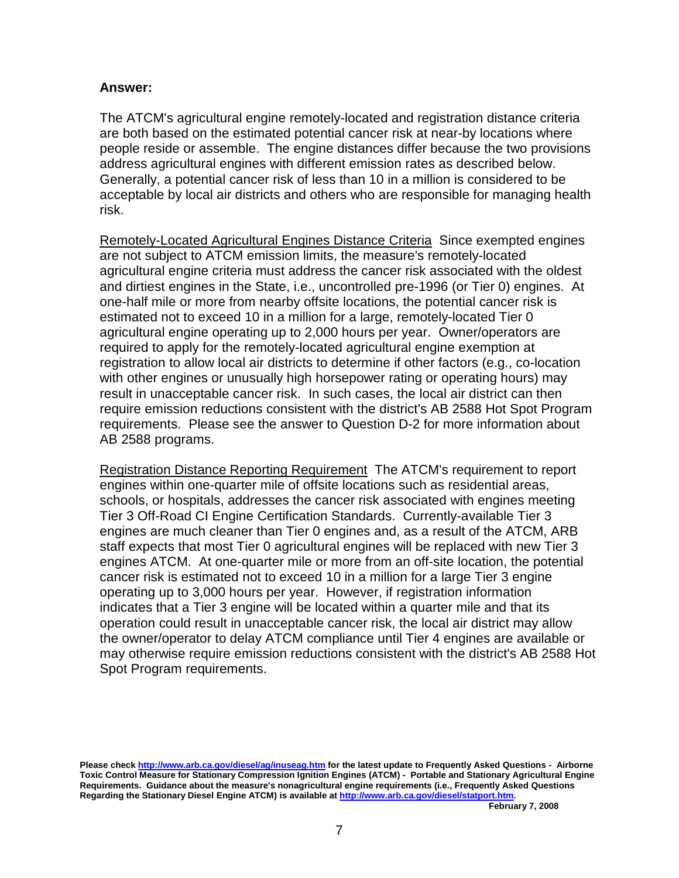**Answer:**

The ATCM's agricultural engine remotely-located and registration distance criteria are both based on the estimated potential cancer risk at near-by locations where people reside or assemble. The engine distances differ because the two provisions address agricultural engines with different emission rates as described below. Generally, a potential cancer risk of less than 10 in a million is considered to be acceptable by local air districts and others who are responsible for managing health risk.

Remotely-Located Agricultural Engines Distance Criteria Since exempted engines are not subject to ATCM emission limits, the measure's remotely-located agricultural engine criteria must address the cancer risk associated with the oldest and dirtiest engines in the State, i.e., uncontrolled pre-1996 (or Tier 0) engines. At one-half mile or more from nearby offsite locations, the potential cancer risk is estimated not to exceed 10 in a million for a large, remotely-located Tier 0 agricultural engine operating up to 2,000 hours per year. Owner/operators are required to apply for the remotely-located agricultural engine exemption at registration to allow local air districts to determine if other factors (e.g., co-location with other engines or unusually high horsepower rating or operating hours) may result in unacceptable cancer risk. In such cases, the local air district can then require emission reductions consistent with the district's AB 2588 Hot Spot Program requirements. Please see the answer to Question D-2 for more information about AB 2588 programs.

Registration Distance Reporting Requirement The ATCM's requirement to report engines within one-quarter mile of offsite locations such as residential areas, schools, or hospitals, addresses the cancer risk associated with engines meeting Tier 3 Off-Road CI Engine Certification Standards. Currently-available Tier 3 engines are much cleaner than Tier 0 engines and, as a result of the ATCM, ARB staff expects that most Tier 0 agricultural engines will be replaced with new Tier 3 engines ATCM. At one-quarter mile or more from an off-site location, the potential cancer risk is estimated not to exceed 10 in a million for a large Tier 3 engine operating up to 3,000 hours per year. However, if registration information indicates that a Tier 3 engine will be located within a quarter mile and that its operation could result in unacceptable cancer risk, the local air district may allow the owner/operator to delay ATCM compliance until Tier 4 engines are available or may otherwise require emission reductions consistent with the district's AB 2588 Hot Spot Program requirements.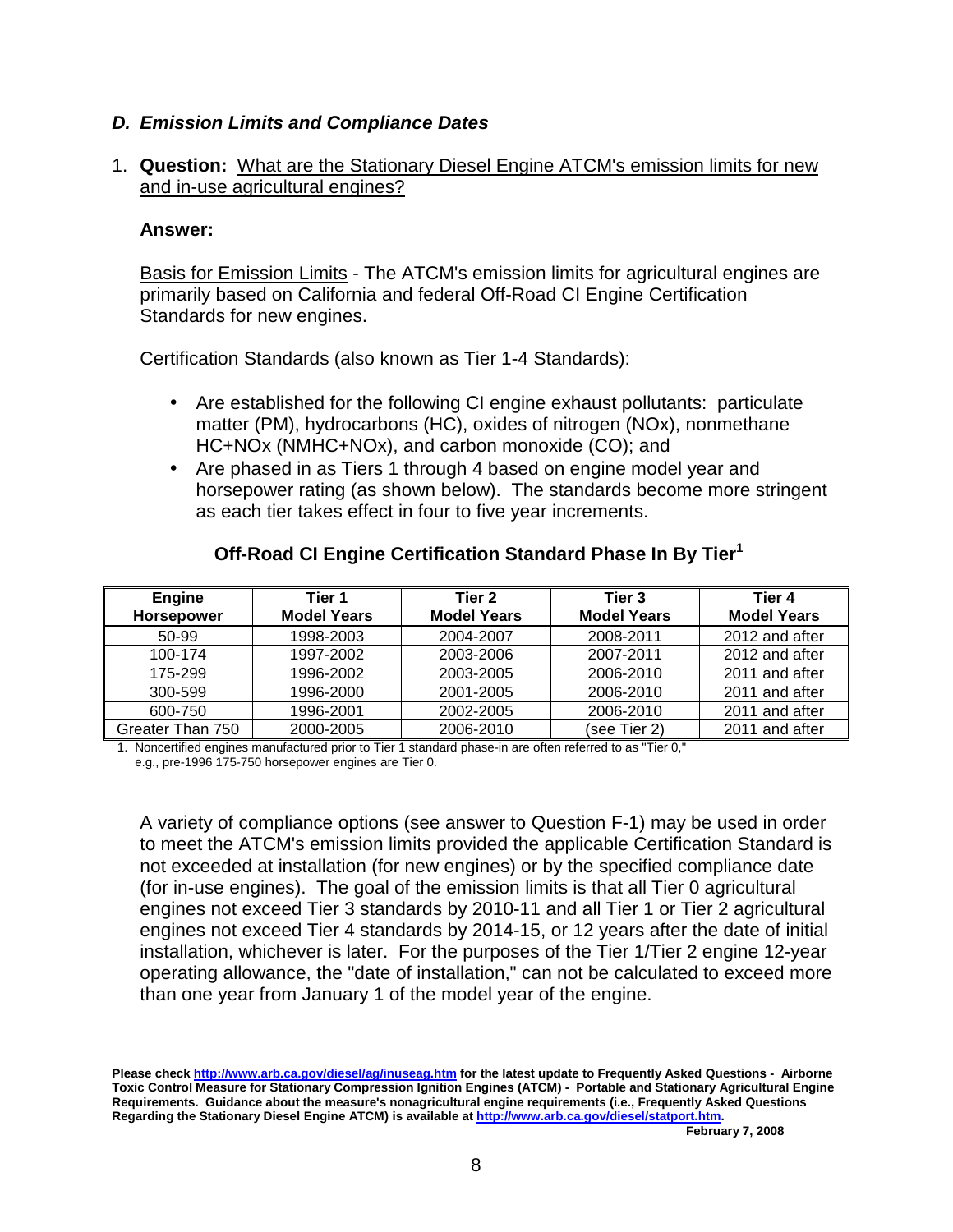### *D. Emission Limits and Compliance Dates*

1. **Question:** What are the Stationary Diesel Engine ATCM's emission limits for new and in-use agricultural engines?

   **Answer:**

   Basis for Emission Limits - The ATCM's emission limits for agricultural engines are primarily based on California and federal Off-Road CI Engine Certification Standards for new engines.

   Certification Standards (also known as Tier 1-4 Standards):

   - Are established for the following CI engine exhaust pollutants: particulate matter (PM), hydrocarbons (HC), oxides of nitrogen (NOx), nonmethane HC+NOx (NMHC+NOx), and carbon monoxide (CO); and
   - Are phased in as Tiers 1 through 4 based on engine model year and horsepower rating (as shown below). The standards become more stringent as each tier takes effect in four to five year increments.

**Off-Road CI Engine Certification Standard Phase In By Tier[1]**

| Engine Horsepower | Tier 1 Model Years | Tier 2 Model Years | Tier 3 Model Years | Tier 4 Model Years |
|---|---|---|---|---|
| 50-99 | 1998-2003 | 2004-2007 | 2008-2011 | 2012 and after |
| 100-174 | 1997-2002 | 2003-2006 | 2007-2011 | 2012 and after |
| 175-299 | 1996-2002 | 2003-2005 | 2006-2010 | 2011 and after |
| 300-599 | 1996-2000 | 2001-2005 | 2006-2010 | 2011 and after |
| 600-750 | 1996-2001 | 2002-2005 | 2006-2010 | 2011 and after |
| Greater Than 750 | 2000-2005 | 2006-2010 | (see Tier 2) | 2011 and after |

1. Noncertified engines manufactured prior to Tier 1 standard phase-in are often referred to as "Tier 0," e.g., pre-1996 175-750 horsepower engines are Tier 0.

A variety of compliance options (see answer to Question F-1) may be used in order to meet the ATCM's emission limits provided the applicable Certification Standard is not exceeded at installation (for new engines) or by the specified compliance date (for in-use engines). The goal of the emission limits is that all Tier 0 agricultural engines not exceed Tier 3 standards by 2010-11 and all Tier 1 or Tier 2 agricultural engines not exceed Tier 4 standards by 2014-15, or 12 years after the date of initial installation, whichever is later. For the purposes of the Tier 1/Tier 2 engine 12-year operating allowance, the "date of installation," can not be calculated to exceed more than one year from January 1 of the model year of the engine.

**Please check http://www.arb.ca.gov/diesel/ag/inuseag.htm for the latest update to Frequently Asked Questions - Airborne Toxic Control Measure for Stationary Compression Ignition Engines (ATCM) - Portable and Stationary Agricultural Engine Requirements. Guidance about the measure's nonagricultural engine requirements (i.e., Frequently Asked Questions Regarding the Stationary Diesel Engine ATCM) is available at http://www.arb.ca.gov/diesel/statport.htm.**

**February 7, 2008**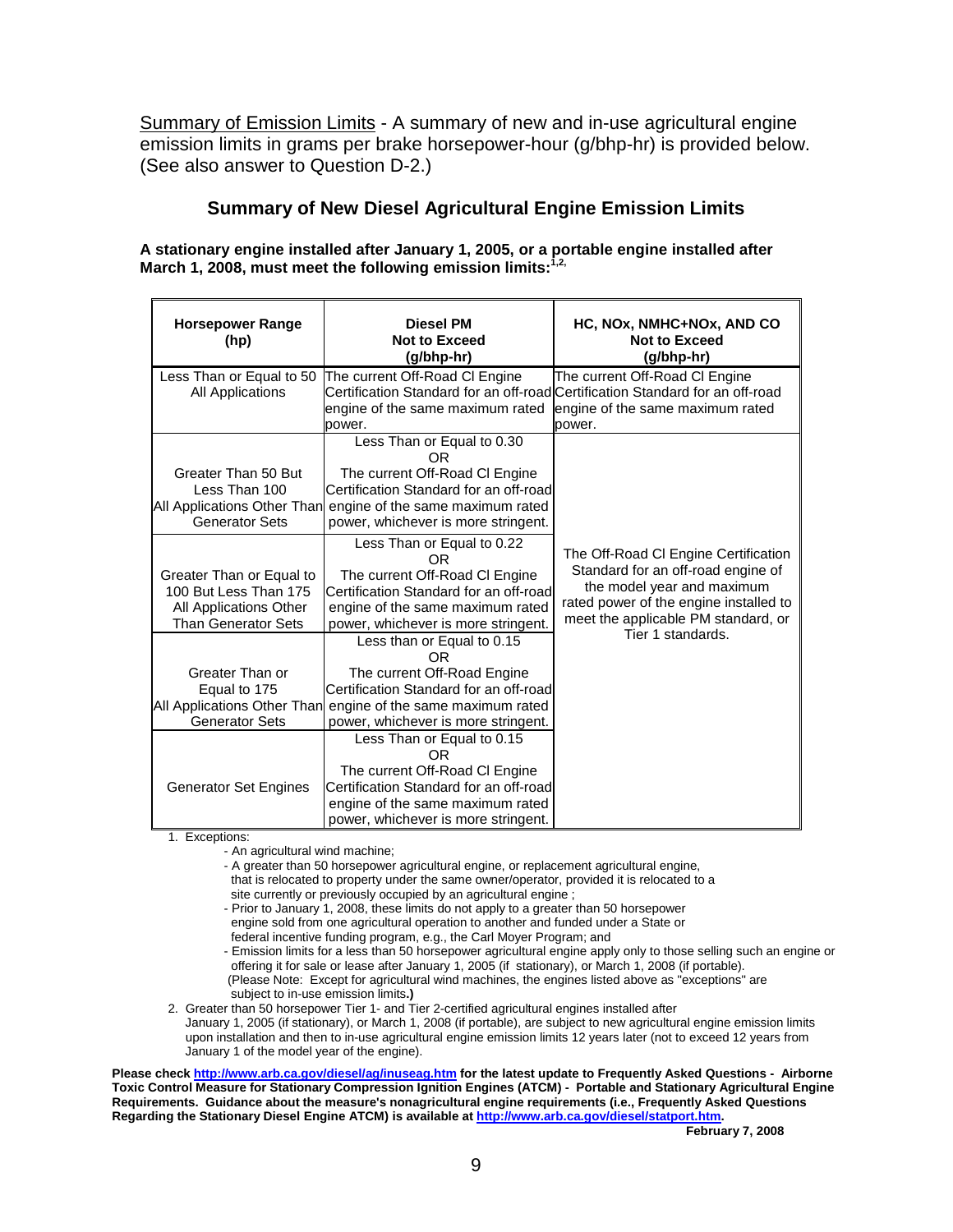Summary of Emission Limits - A summary of new and in-use agricultural engine emission limits in grams per brake horsepower-hour (g/bhp-hr) is provided below. (See also answer to Question D-2.)

## Summary of New Diesel Agricultural Engine Emission Limits

**A stationary engine installed after January 1, 2005, or a portable engine installed after March 1, 2008, must meet the following emission limits:[1,2,]**

| Horsepower Range (hp) | Diesel PM Not to Exceed (g/bhp-hr) | HC, NOx, NMHC+NOx, AND CO Not to Exceed (g/bhp-hr) |
|---|---|---|
| Less Than or Equal to 50 All Applications | The current Off-Road CI Engine Certification Standard for an off-road engine of the same maximum rated power. | The current Off-Road CI Engine Certification Standard for an off-road engine of the same maximum rated power. |
| Greater Than 50 But Less Than 100 All Applications Other Than Generator Sets | Less Than or Equal to 0.30 OR The current Off-Road CI Engine Certification Standard for an off-road engine of the same maximum rated power, whichever is more stringent. | The Off-Road CI Engine Certification Standard for an off-road engine of the model year and maximum rated power of the engine installed to meet the applicable PM standard, or Tier 1 standards. |
| Greater Than or Equal to 100 But Less Than 175 All Applications Other Than Generator Sets | Less Than or Equal to 0.22 OR The current Off-Road CI Engine Certification Standard for an off-road engine of the same maximum rated power, whichever is more stringent. | |
| Greater Than or Equal to 175 All Applications Other Than Generator Sets | Less than or Equal to 0.15 OR The current Off-Road Engine Certification Standard for an off-road engine of the same maximum rated power, whichever is more stringent. | |
| Generator Set Engines | Less Than or Equal to 0.15 OR The current Off-Road CI Engine Certification Standard for an off-road engine of the same maximum rated power, whichever is more stringent. | |

1. Exceptions:
   - An agricultural wind machine;
   - A greater than 50 horsepower agricultural engine, or replacement agricultural engine, that is relocated to property under the same owner/operator, provided it is relocated to a site currently or previously occupied by an agricultural engine ;
   - Prior to January 1, 2008, these limits do not apply to a greater than 50 horsepower engine sold from one agricultural operation to another and funded under a State or federal incentive funding program, e.g., the Carl Moyer Program; and
   - Emission limits for a less than 50 horsepower agricultural engine apply only to those selling such an engine or offering it for sale or lease after January 1, 2005 (if stationary), or March 1, 2008 (if portable).

   (Please Note: Except for agricultural wind machines, the engines listed above as "exceptions" are subject to in-use emission limits**.)**
2. Greater than 50 horsepower Tier 1- and Tier 2-certified agricultural engines installed after January 1, 2005 (if stationary), or March 1, 2008 (if portable), are subject to new agricultural engine emission limits upon installation and then to in-use agricultural engine emission limits 12 years later (not to exceed 12 years from January 1 of the model year of the engine).

**Please check http://www.arb.ca.gov/diesel/ag/inuseag.htm for the latest update to Frequently Asked Questions - Airborne Toxic Control Measure for Stationary Compression Ignition Engines (ATCM) - Portable and Stationary Agricultural Engine Requirements. Guidance about the measure's nonagricultural engine requirements (i.e., Frequently Asked Questions Regarding the Stationary Diesel Engine ATCM) is available at http://www.arb.ca.gov/diesel/statport.htm.**

**February 7, 2008**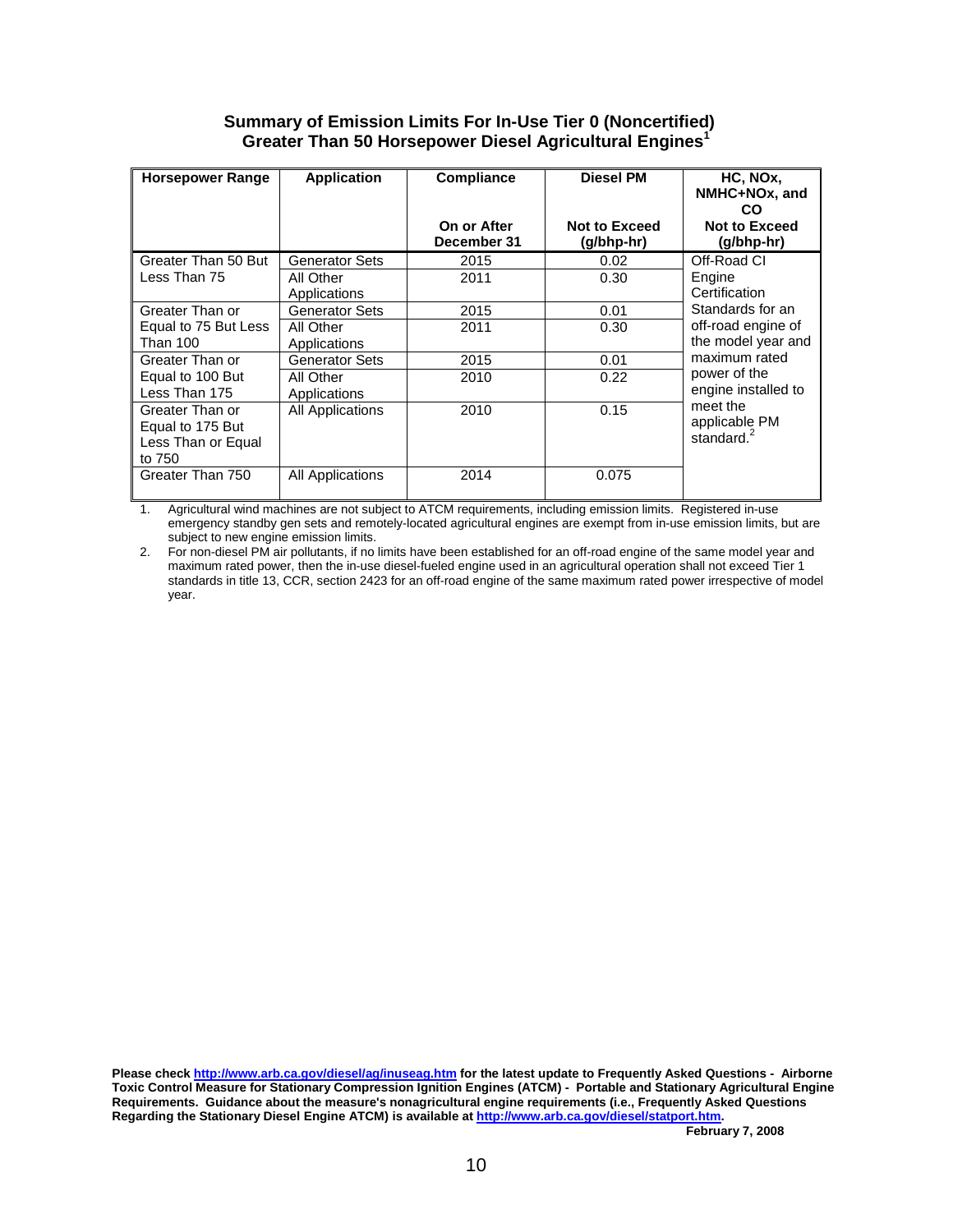## Summary of Emission Limits For In-Use Tier 0 (Noncertified) Greater Than 50 Horsepower Diesel Agricultural Engines[1]

| Horsepower Range | Application | Compliance<br><br>On or After December 31 | Diesel PM<br><br>Not to Exceed (g/bhp-hr) | HC, NOx, NMHC+NOx, and CO<br>Not to Exceed (g/bhp-hr) |
|---|---|---|---|---|
| Greater Than 50 But Less Than 75 | Generator Sets | 2015 | 0.02 | Off-Road CI Engine Certification Standards for an off-road engine of the model year and maximum rated power of the engine installed to meet the applicable PM standard.[2] |
| | All Other Applications | 2011 | 0.30 | |
| Greater Than or Equal to 75 But Less Than 100 | Generator Sets | 2015 | 0.01 | |
| | All Other Applications | 2011 | 0.30 | |
| Greater Than or Equal to 100 But Less Than 175 | Generator Sets | 2015 | 0.01 | |
| | All Other Applications | 2010 | 0.22 | |
| Greater Than or Equal to 175 But Less Than or Equal to 750 | All Applications | 2010 | 0.15 | |
| Greater Than 750 | All Applications | 2014 | 0.075 | |

1. Agricultural wind machines are not subject to ATCM requirements, including emission limits. Registered in-use emergency standby gen sets and remotely-located agricultural engines are exempt from in-use emission limits, but are subject to new engine emission limits.
2. For non-diesel PM air pollutants, if no limits have been established for an off-road engine of the same model year and maximum rated power, then the in-use diesel-fueled engine used in an agricultural operation shall not exceed Tier 1 standards in title 13, CCR, section 2423 for an off-road engine of the same maximum rated power irrespective of model year.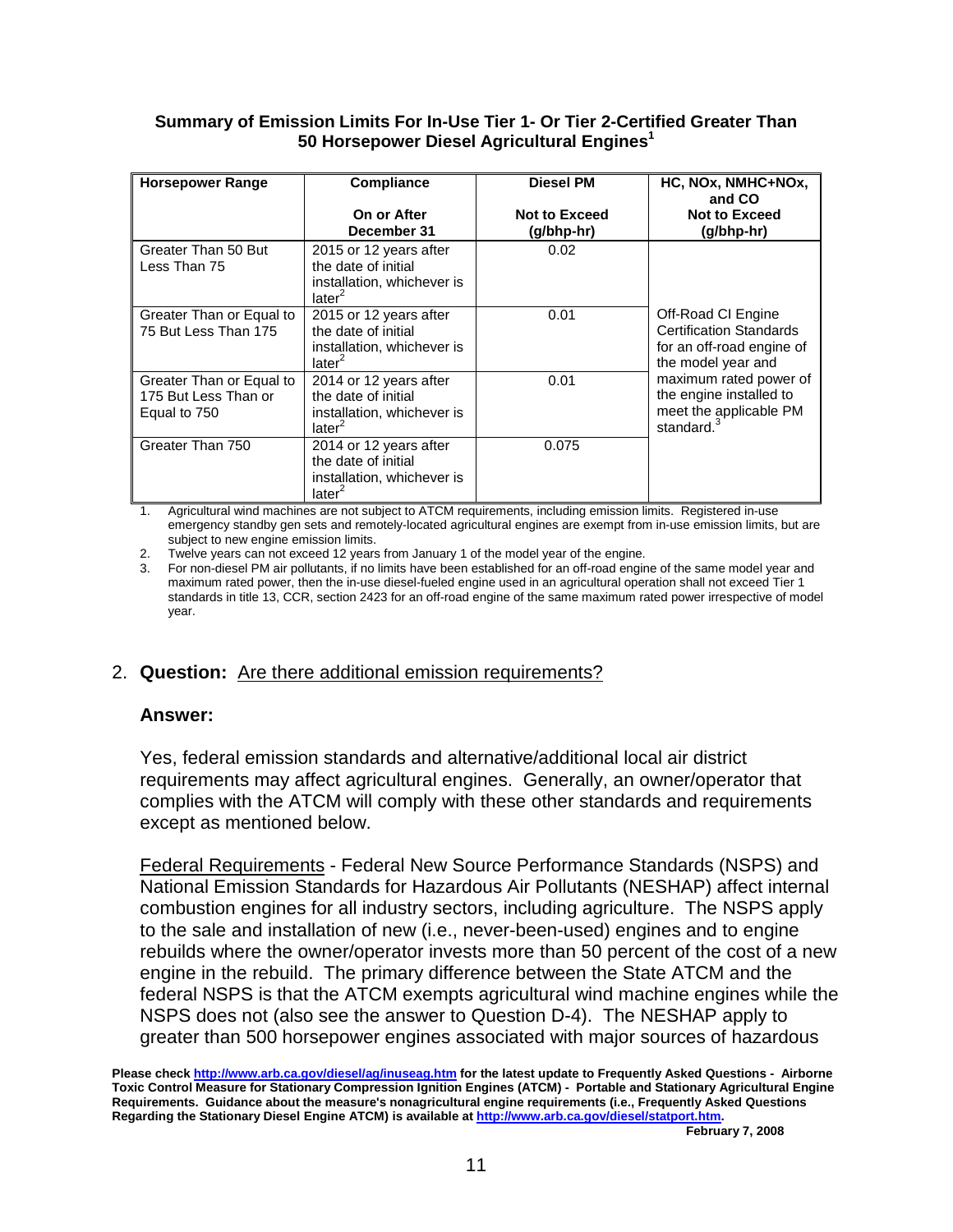**Summary of Emission Limits For In-Use Tier 1- Or Tier 2-Certified Greater Than 50 Horsepower Diesel Agricultural Engines[1]**

| Horsepower Range | Compliance On or After December 31 | Diesel PM Not to Exceed (g/bhp-hr) | HC, NOx, NMHC+NOx, and CO Not to Exceed (g/bhp-hr) |
|---|---|---|---|
| Greater Than 50 But Less Than 75 | 2015 or 12 years after the date of initial installation, whichever is later[2] | 0.02 | Off-Road CI Engine Certification Standards for an off-road engine of the model year and maximum rated power of the engine installed to meet the applicable PM standard.[3] |
| Greater Than or Equal to 75 But Less Than 175 | 2015 or 12 years after the date of initial installation, whichever is later[2] | 0.01 | |
| Greater Than or Equal to 175 But Less Than or Equal to 750 | 2014 or 12 years after the date of initial installation, whichever is later[2] | 0.01 | |
| Greater Than 750 | 2014 or 12 years after the date of initial installation, whichever is later[2] | 0.075 | |

1. Agricultural wind machines are not subject to ATCM requirements, including emission limits. Registered in-use emergency standby gen sets and remotely-located agricultural engines are exempt from in-use emission limits, but are subject to new engine emission limits.
2. Twelve years can not exceed 12 years from January 1 of the model year of the engine.
3. For non-diesel PM air pollutants, if no limits have been established for an off-road engine of the same model year and maximum rated power, then the in-use diesel-fueled engine used in an agricultural operation shall not exceed Tier 1 standards in title 13, CCR, section 2423 for an off-road engine of the same maximum rated power irrespective of model year.

2. **Question:** Are there additional emission requirements?

**Answer:**

Yes, federal emission standards and alternative/additional local air district requirements may affect agricultural engines. Generally, an owner/operator that complies with the ATCM will comply with these other standards and requirements except as mentioned below.

Federal Requirements - Federal New Source Performance Standards (NSPS) and National Emission Standards for Hazardous Air Pollutants (NESHAP) affect internal combustion engines for all industry sectors, including agriculture. The NSPS apply to the sale and installation of new (i.e., never-been-used) engines and to engine rebuilds where the owner/operator invests more than 50 percent of the cost of a new engine in the rebuild. The primary difference between the State ATCM and the federal NSPS is that the ATCM exempts agricultural wind machine engines while the NSPS does not (also see the answer to Question D-4). The NESHAP apply to greater than 500 horsepower engines associated with major sources of hazardous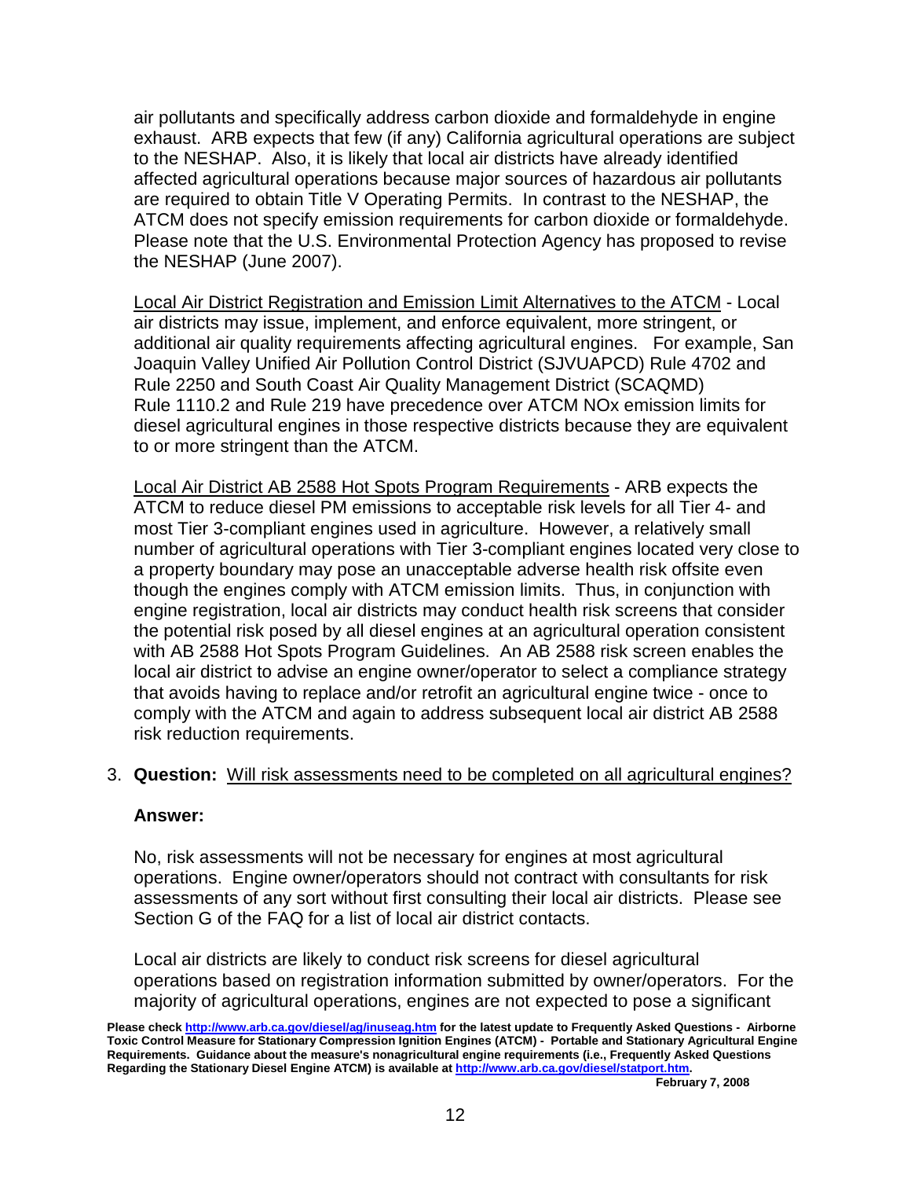air pollutants and specifically address carbon dioxide and formaldehyde in engine exhaust. ARB expects that few (if any) California agricultural operations are subject to the NESHAP. Also, it is likely that local air districts have already identified affected agricultural operations because major sources of hazardous air pollutants are required to obtain Title V Operating Permits. In contrast to the NESHAP, the ATCM does not specify emission requirements for carbon dioxide or formaldehyde. Please note that the U.S. Environmental Protection Agency has proposed to revise the NESHAP (June 2007).

<u>Local Air District Registration and Emission Limit Alternatives to the ATCM</u> - Local air districts may issue, implement, and enforce equivalent, more stringent, or additional air quality requirements affecting agricultural engines. For example, San Joaquin Valley Unified Air Pollution Control District (SJVUAPCD) Rule 4702 and Rule 2250 and South Coast Air Quality Management District (SCAQMD) Rule 1110.2 and Rule 219 have precedence over ATCM NOx emission limits for diesel agricultural engines in those respective districts because they are equivalent to or more stringent than the ATCM.

<u>Local Air District AB 2588 Hot Spots Program Requirements</u> - ARB expects the ATCM to reduce diesel PM emissions to acceptable risk levels for all Tier 4- and most Tier 3-compliant engines used in agriculture. However, a relatively small number of agricultural operations with Tier 3-compliant engines located very close to a property boundary may pose an unacceptable adverse health risk offsite even though the engines comply with ATCM emission limits. Thus, in conjunction with engine registration, local air districts may conduct health risk screens that consider the potential risk posed by all diesel engines at an agricultural operation consistent with AB 2588 Hot Spots Program Guidelines. An AB 2588 risk screen enables the local air district to advise an engine owner/operator to select a compliance strategy that avoids having to replace and/or retrofit an agricultural engine twice - once to comply with the ATCM and again to address subsequent local air district AB 2588 risk reduction requirements.

3. **Question:** <u>Will risk assessments need to be completed on all agricultural engines?</u>

**Answer:**

No, risk assessments will not be necessary for engines at most agricultural operations. Engine owner/operators should not contract with consultants for risk assessments of any sort without first consulting their local air districts. Please see Section G of the FAQ for a list of local air district contacts.

Local air districts are likely to conduct risk screens for diesel agricultural operations based on registration information submitted by owner/operators. For the majority of agricultural operations, engines are not expected to pose a significant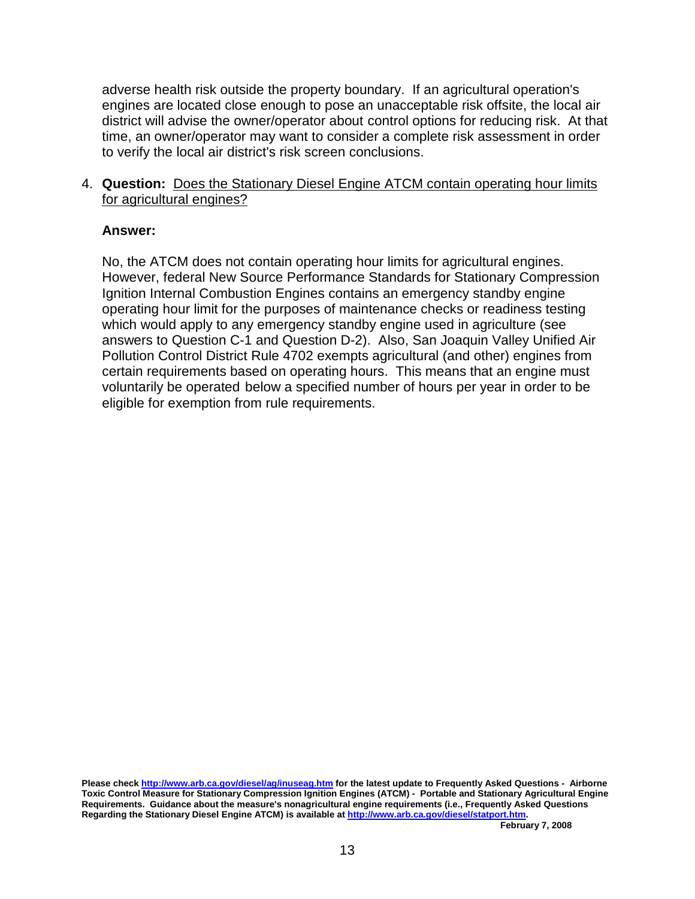adverse health risk outside the property boundary. If an agricultural operation's engines are located close enough to pose an unacceptable risk offsite, the local air district will advise the owner/operator about control options for reducing risk. At that time, an owner/operator may want to consider a complete risk assessment in order to verify the local air district's risk screen conclusions.

4. **Question:** Does the Stationary Diesel Engine ATCM contain operating hour limits for agricultural engines?

   **Answer:**

   No, the ATCM does not contain operating hour limits for agricultural engines. However, federal New Source Performance Standards for Stationary Compression Ignition Internal Combustion Engines contains an emergency standby engine operating hour limit for the purposes of maintenance checks or readiness testing which would apply to any emergency standby engine used in agriculture (see answers to Question C-1 and Question D-2). Also, San Joaquin Valley Unified Air Pollution Control District Rule 4702 exempts agricultural (and other) engines from certain requirements based on operating hours. This means that an engine must voluntarily be operated below a specified number of hours per year in order to be eligible for exemption from rule requirements.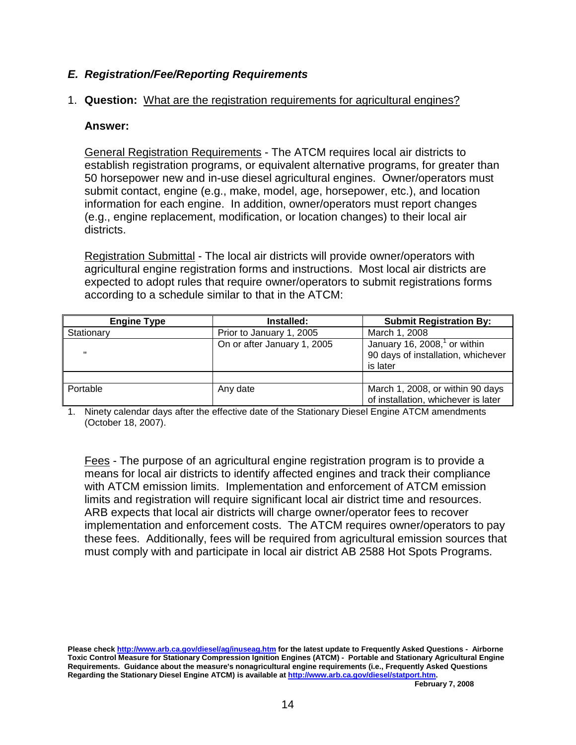### *E. Registration/Fee/Reporting Requirements*

1. **Question:** What are the registration requirements for agricultural engines?

   **Answer:**

   General Registration Requirements - The ATCM requires local air districts to establish registration programs, or equivalent alternative programs, for greater than 50 horsepower new and in-use diesel agricultural engines. Owner/operators must submit contact, engine (e.g., make, model, age, horsepower, etc.), and location information for each engine. In addition, owner/operators must report changes (e.g., engine replacement, modification, or location changes) to their local air districts.

   Registration Submittal - The local air districts will provide owner/operators with agricultural engine registration forms and instructions. Most local air districts are expected to adopt rules that require owner/operators to submit registrations forms according to a schedule similar to that in the ATCM:

| Engine Type | Installed: | Submit Registration By: |
|---|---|---|
| Stationary | Prior to January 1, 2005 | March 1, 2008 |
| " | On or after January 1, 2005 | January 16, 2008,[1] or within 90 days of installation, whichever is later |
| | | |
| Portable | Any date | March 1, 2008, or within 90 days of installation, whichever is later |

1. Ninety calendar days after the effective date of the Stationary Diesel Engine ATCM amendments (October 18, 2007).

   Fees - The purpose of an agricultural engine registration program is to provide a means for local air districts to identify affected engines and track their compliance with ATCM emission limits. Implementation and enforcement of ATCM emission limits and registration will require significant local air district time and resources. ARB expects that local air districts will charge owner/operator fees to recover implementation and enforcement costs. The ATCM requires owner/operators to pay these fees. Additionally, fees will be required from agricultural emission sources that must comply with and participate in local air district AB 2588 Hot Spots Programs.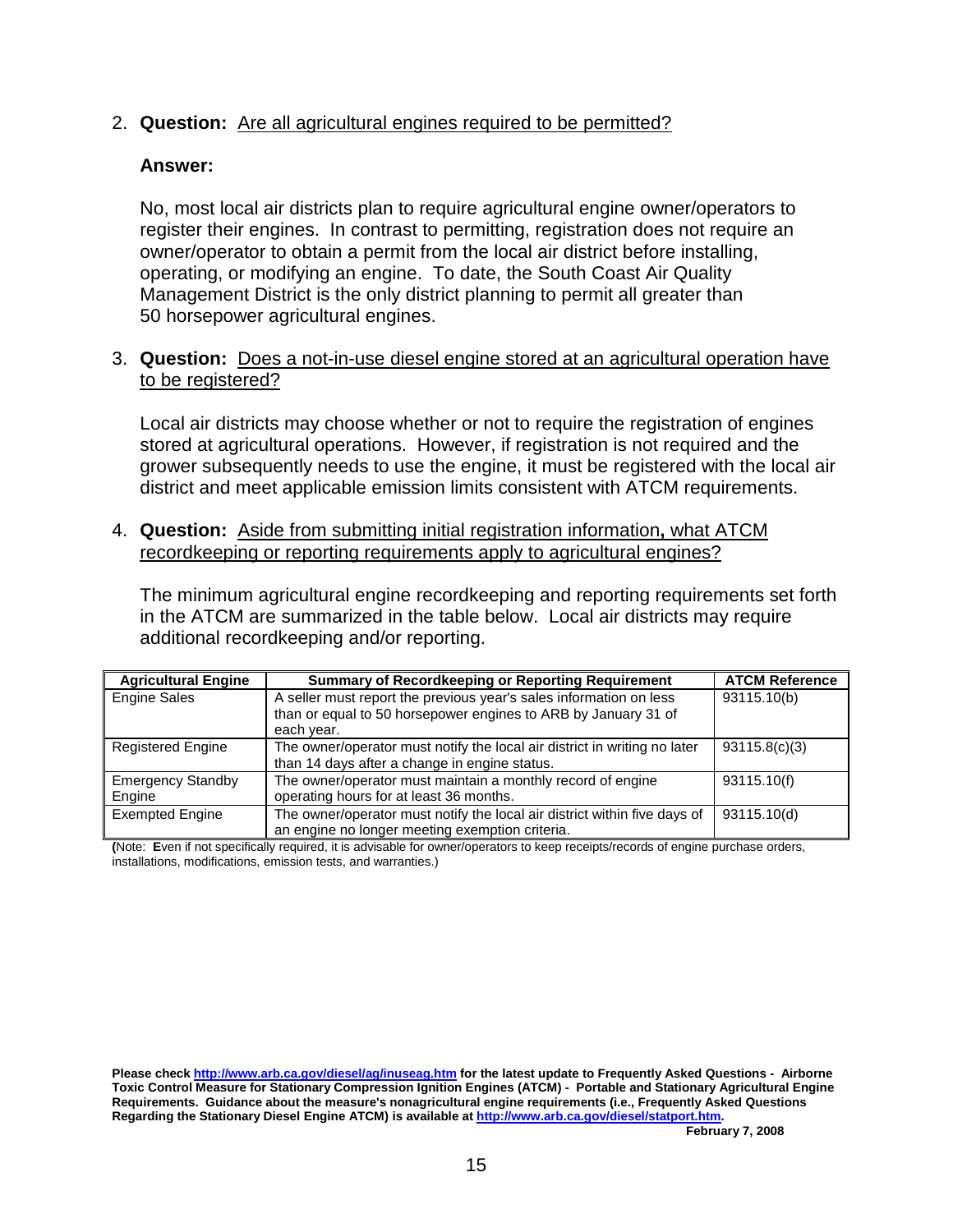2. **Question:** Are all agricultural engines required to be permitted?

   **Answer:**

   No, most local air districts plan to require agricultural engine owner/operators to register their engines. In contrast to permitting, registration does not require an owner/operator to obtain a permit from the local air district before installing, operating, or modifying an engine. To date, the South Coast Air Quality Management District is the only district planning to permit all greater than 50 horsepower agricultural engines.

3. **Question:** Does a not-in-use diesel engine stored at an agricultural operation have to be registered?

   Local air districts may choose whether or not to require the registration of engines stored at agricultural operations. However, if registration is not required and the grower subsequently needs to use the engine, it must be registered with the local air district and meet applicable emission limits consistent with ATCM requirements.

4. **Question:** Aside from submitting initial registration information**,** what ATCM recordkeeping or reporting requirements apply to agricultural engines?

   The minimum agricultural engine recordkeeping and reporting requirements set forth in the ATCM are summarized in the table below. Local air districts may require additional recordkeeping and/or reporting.

| Agricultural Engine | Summary of Recordkeeping or Reporting Requirement | ATCM Reference |
|---|---|---|
| Engine Sales | A seller must report the previous year's sales information on less than or equal to 50 horsepower engines to ARB by January 31 of each year. | 93115.10(b) |
| Registered Engine | The owner/operator must notify the local air district in writing no later than 14 days after a change in engine status. | 93115.8(c)(3) |
| Emergency Standby Engine | The owner/operator must maintain a monthly record of engine operating hours for at least 36 months. | 93115.10(f) |
| Exempted Engine | The owner/operator must notify the local air district within five days of an engine no longer meeting exemption criteria. | 93115.10(d) |

**(**Note: **E**ven if not specifically required, it is advisable for owner/operators to keep receipts/records of engine purchase orders, installations, modifications, emission tests, and warranties.)

**Please check http://www.arb.ca.gov/diesel/ag/inuseag.htm for the latest update to Frequently Asked Questions - Airborne Toxic Control Measure for Stationary Compression Ignition Engines (ATCM) - Portable and Stationary Agricultural Engine Requirements. Guidance about the measure's nonagricultural engine requirements (i.e., Frequently Asked Questions Regarding the Stationary Diesel Engine ATCM) is available at http://www.arb.ca.gov/diesel/statport.htm.**

**February 7, 2008**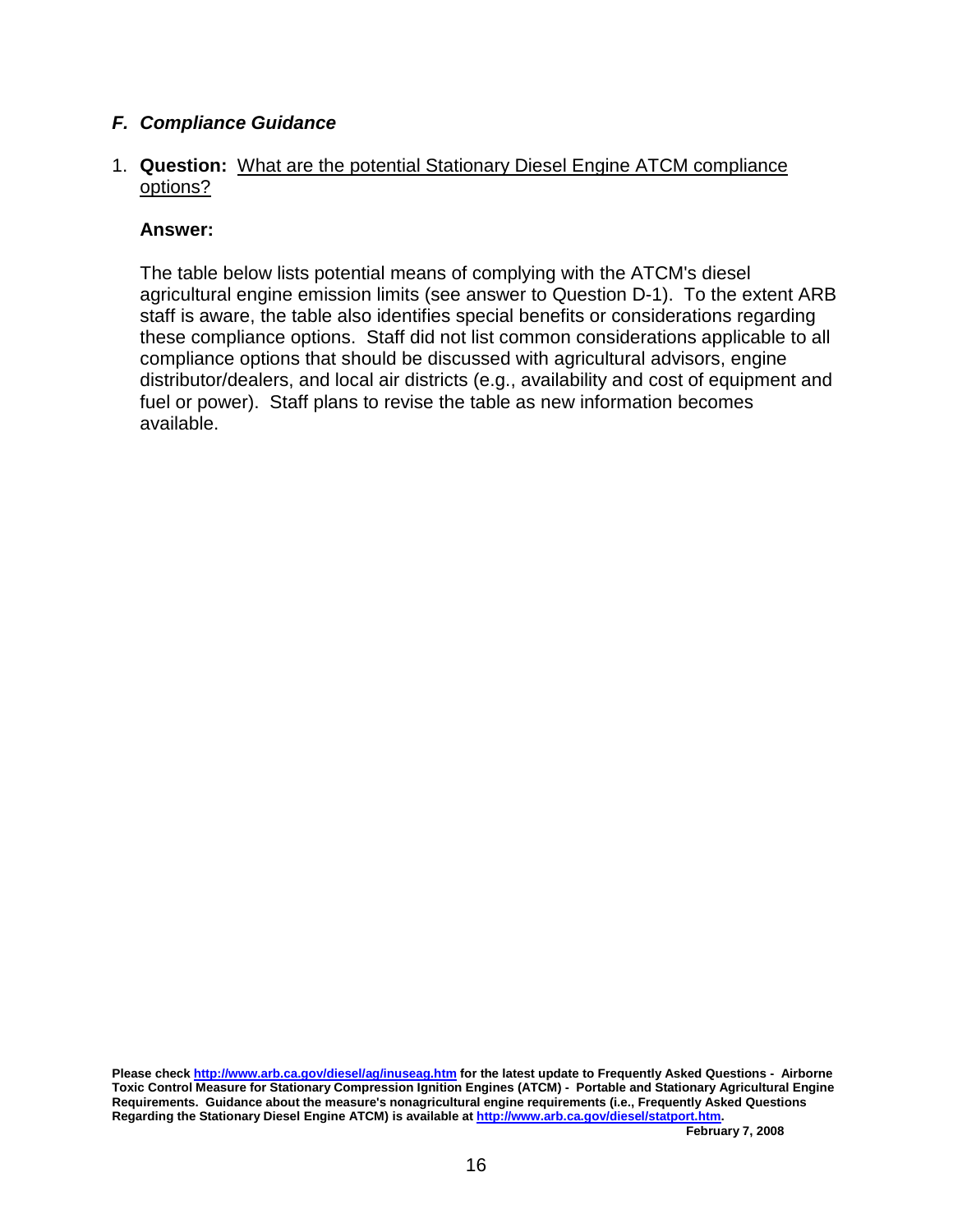### *F. Compliance Guidance*

1. **Question:** What are the potential Stationary Diesel Engine ATCM compliance options?

   **Answer:**

   The table below lists potential means of complying with the ATCM's diesel agricultural engine emission limits (see answer to Question D-1). To the extent ARB staff is aware, the table also identifies special benefits or considerations regarding these compliance options. Staff did not list common considerations applicable to all compliance options that should be discussed with agricultural advisors, engine distributor/dealers, and local air districts (e.g., availability and cost of equipment and fuel or power). Staff plans to revise the table as new information becomes available.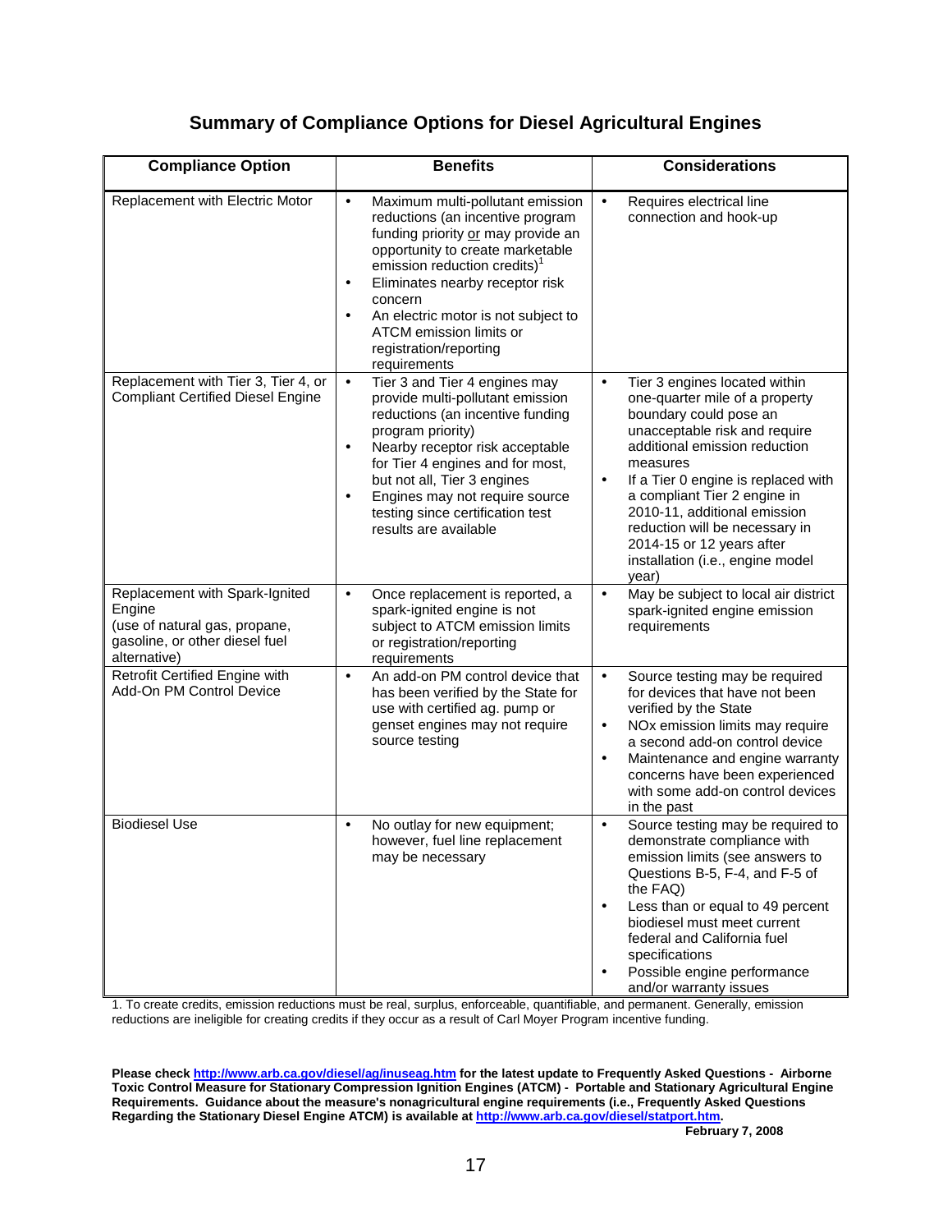# Summary of Compliance Options for Diesel Agricultural Engines

| Compliance Option | Benefits | Considerations |
| --- | --- | --- |
| Replacement with Electric Motor | • Maximum multi-pollutant emission reductions (an incentive program funding priority or may provide an opportunity to create marketable emission reduction credits)[1]<br>• Eliminates nearby receptor risk concern<br>• An electric motor is not subject to ATCM emission limits or registration/reporting requirements | • Requires electrical line connection and hook-up |
| Replacement with Tier 3, Tier 4, or Compliant Certified Diesel Engine | • Tier 3 and Tier 4 engines may provide multi-pollutant emission reductions (an incentive funding program priority)<br>• Nearby receptor risk acceptable for Tier 4 engines and for most, but not all, Tier 3 engines<br>• Engines may not require source testing since certification test results are available | • Tier 3 engines located within one-quarter mile of a property boundary could pose an unacceptable risk and require additional emission reduction measures<br>• If a Tier 0 engine is replaced with a compliant Tier 2 engine in 2010-11, additional emission reduction will be necessary in 2014-15 or 12 years after installation (i.e., engine model year) |
| Replacement with Spark-Ignited Engine (use of natural gas, propane, gasoline, or other diesel fuel alternative) | • Once replacement is reported, a spark-ignited engine is not subject to ATCM emission limits or registration/reporting requirements | • May be subject to local air district spark-ignited engine emission requirements |
| Retrofit Certified Engine with Add-On PM Control Device | • An add-on PM control device that has been verified by the State for use with certified ag. pump or genset engines may not require source testing | • Source testing may be required for devices that have not been verified by the State<br>• NOx emission limits may require a second add-on control device<br>• Maintenance and engine warranty concerns have been experienced with some add-on control devices in the past |
| Biodiesel Use | • No outlay for new equipment; however, fuel line replacement may be necessary | • Source testing may be required to demonstrate compliance with emission limits (see answers to Questions B-5, F-4, and F-5 of the FAQ)<br>• Less than or equal to 49 percent biodiesel must meet current federal and California fuel specifications<br>• Possible engine performance and/or warranty issues |

1. To create credits, emission reductions must be real, surplus, enforceable, quantifiable, and permanent. Generally, emission reductions are ineligible for creating credits if they occur as a result of Carl Moyer Program incentive funding.

**Please check http://www.arb.ca.gov/diesel/ag/inuseag.htm for the latest update to Frequently Asked Questions - Airborne Toxic Control Measure for Stationary Compression Ignition Engines (ATCM) - Portable and Stationary Agricultural Engine Requirements. Guidance about the measure's nonagricultural engine requirements (i.e., Frequently Asked Questions Regarding the Stationary Diesel Engine ATCM) is available at http://www.arb.ca.gov/diesel/statport.htm.**

**February 7, 2008**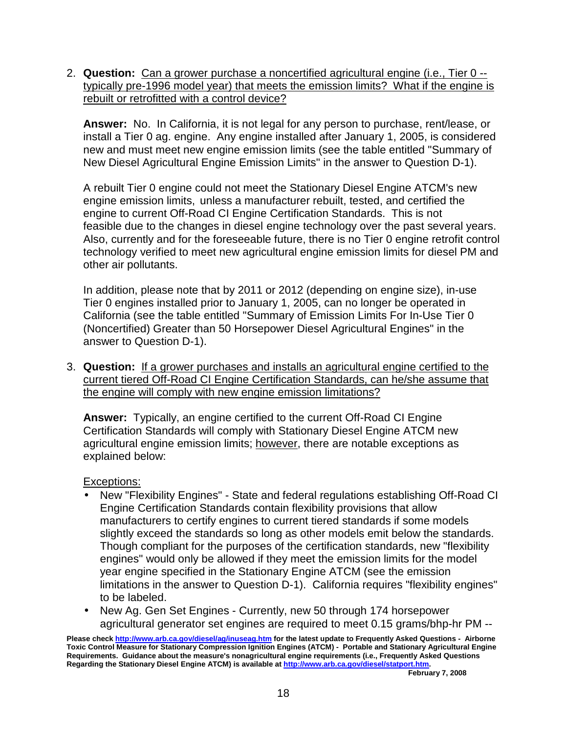2. **Question:** Can a grower purchase a noncertified agricultural engine (i.e., Tier 0 -- typically pre-1996 model year) that meets the emission limits? What if the engine is rebuilt or retrofitted with a control device?

   **Answer:** No. In California, it is not legal for any person to purchase, rent/lease, or install a Tier 0 ag. engine. Any engine installed after January 1, 2005, is considered new and must meet new engine emission limits (see the table entitled "Summary of New Diesel Agricultural Engine Emission Limits" in the answer to Question D-1).

   A rebuilt Tier 0 engine could not meet the Stationary Diesel Engine ATCM's new engine emission limits, unless a manufacturer rebuilt, tested, and certified the engine to current Off-Road CI Engine Certification Standards. This is not feasible due to the changes in diesel engine technology over the past several years. Also, currently and for the foreseeable future, there is no Tier 0 engine retrofit control technology verified to meet new agricultural engine emission limits for diesel PM and other air pollutants.

   In addition, please note that by 2011 or 2012 (depending on engine size), in-use Tier 0 engines installed prior to January 1, 2005, can no longer be operated in California (see the table entitled "Summary of Emission Limits For In-Use Tier 0 (Noncertified) Greater than 50 Horsepower Diesel Agricultural Engines" in the answer to Question D-1).

3. **Question:** If a grower purchases and installs an agricultural engine certified to the current tiered Off-Road CI Engine Certification Standards, can he/she assume that the engine will comply with new engine emission limitations?

   **Answer:** Typically, an engine certified to the current Off-Road CI Engine Certification Standards will comply with Stationary Diesel Engine ATCM new agricultural engine emission limits; however, there are notable exceptions as explained below:

   Exceptions:

   - New "Flexibility Engines" - State and federal regulations establishing Off-Road CI Engine Certification Standards contain flexibility provisions that allow manufacturers to certify engines to current tiered standards if some models slightly exceed the standards so long as other models emit below the standards. Though compliant for the purposes of the certification standards, new "flexibility engines" would only be allowed if they meet the emission limits for the model year engine specified in the Stationary Engine ATCM (see the emission limitations in the answer to Question D-1). California requires "flexibility engines" to be labeled.
   - New Ag. Gen Set Engines - Currently, new 50 through 174 horsepower agricultural generator set engines are required to meet 0.15 grams/bhp-hr PM --

**Please check http://www.arb.ca.gov/diesel/ag/inuseag.htm for the latest update to Frequently Asked Questions - Airborne Toxic Control Measure for Stationary Compression Ignition Engines (ATCM) - Portable and Stationary Agricultural Engine Requirements. Guidance about the measure's nonagricultural engine requirements (i.e., Frequently Asked Questions Regarding the Stationary Diesel Engine ATCM) is available at http://www.arb.ca.gov/diesel/statport.htm.**

**February 7, 2008**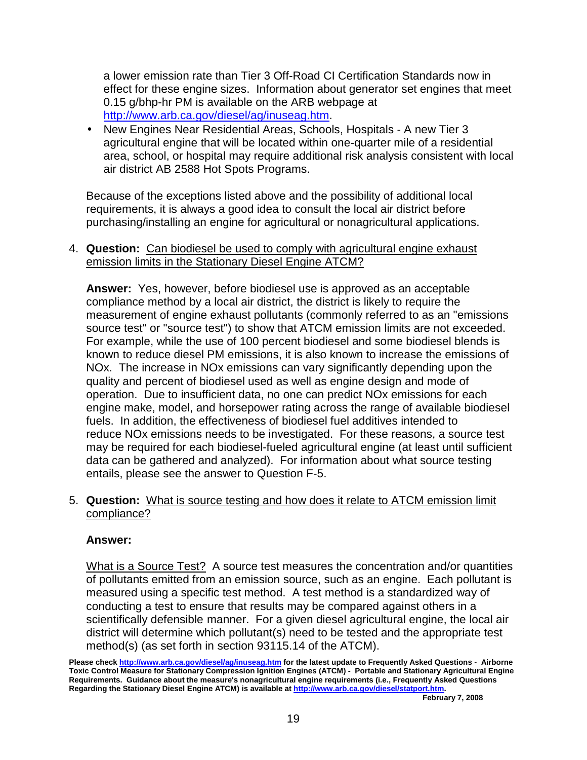a lower emission rate than Tier 3 Off-Road CI Certification Standards now in effect for these engine sizes. Information about generator set engines that meet 0.15 g/bhp-hr PM is available on the ARB webpage at http://www.arb.ca.gov/diesel/ag/inuseag.htm.

- New Engines Near Residential Areas, Schools, Hospitals - A new Tier 3 agricultural engine that will be located within one-quarter mile of a residential area, school, or hospital may require additional risk analysis consistent with local air district AB 2588 Hot Spots Programs.

Because of the exceptions listed above and the possibility of additional local requirements, it is always a good idea to consult the local air district before purchasing/installing an engine for agricultural or nonagricultural applications.

4. **Question:** Can biodiesel be used to comply with agricultural engine exhaust emission limits in the Stationary Diesel Engine ATCM?

   **Answer:** Yes, however, before biodiesel use is approved as an acceptable compliance method by a local air district, the district is likely to require the measurement of engine exhaust pollutants (commonly referred to as an "emissions source test" or "source test") to show that ATCM emission limits are not exceeded. For example, while the use of 100 percent biodiesel and some biodiesel blends is known to reduce diesel PM emissions, it is also known to increase the emissions of NOx. The increase in NOx emissions can vary significantly depending upon the quality and percent of biodiesel used as well as engine design and mode of operation. Due to insufficient data, no one can predict NOx emissions for each engine make, model, and horsepower rating across the range of available biodiesel fuels. In addition, the effectiveness of biodiesel fuel additives intended to reduce NOx emissions needs to be investigated. For these reasons, a source test may be required for each biodiesel-fueled agricultural engine (at least until sufficient data can be gathered and analyzed). For information about what source testing entails, please see the answer to Question F-5.

5. **Question:** What is source testing and how does it relate to ATCM emission limit compliance?

   **Answer:**

   What is a Source Test? A source test measures the concentration and/or quantities of pollutants emitted from an emission source, such as an engine. Each pollutant is measured using a specific test method. A test method is a standardized way of conducting a test to ensure that results may be compared against others in a scientifically defensible manner. For a given diesel agricultural engine, the local air district will determine which pollutant(s) need to be tested and the appropriate test method(s) (as set forth in section 93115.14 of the ATCM).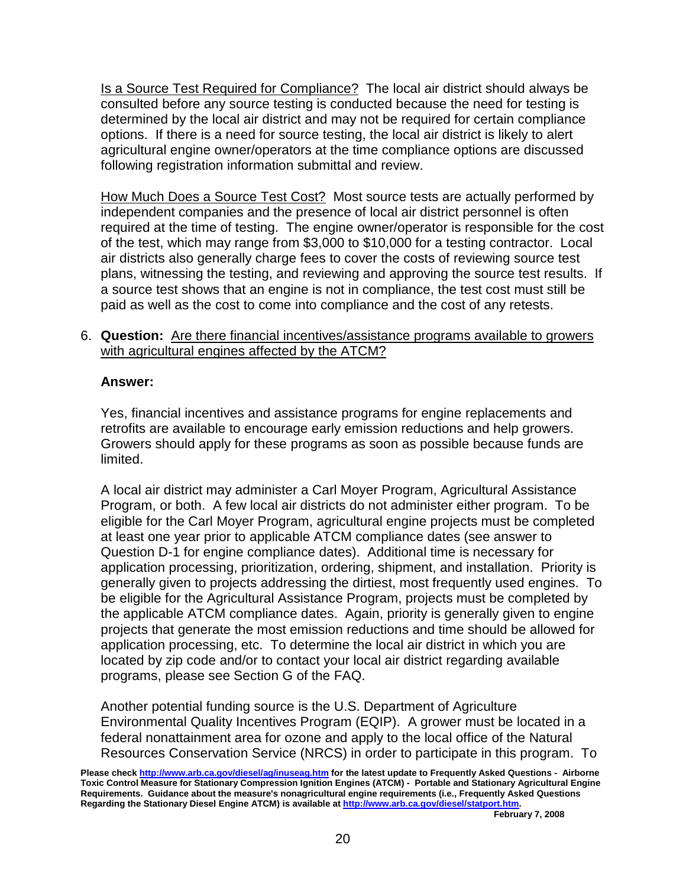Is a Source Test Required for Compliance? The local air district should always be consulted before any source testing is conducted because the need for testing is determined by the local air district and may not be required for certain compliance options. If there is a need for source testing, the local air district is likely to alert agricultural engine owner/operators at the time compliance options are discussed following registration information submittal and review.

How Much Does a Source Test Cost? Most source tests are actually performed by independent companies and the presence of local air district personnel is often required at the time of testing. The engine owner/operator is responsible for the cost of the test, which may range from $3,000 to $10,000 for a testing contractor. Local air districts also generally charge fees to cover the costs of reviewing source test plans, witnessing the testing, and reviewing and approving the source test results. If a source test shows that an engine is not in compliance, the test cost must still be paid as well as the cost to come into compliance and the cost of any retests.

6. **Question:** Are there financial incentives/assistance programs available to growers with agricultural engines affected by the ATCM?

   **Answer:**

   Yes, financial incentives and assistance programs for engine replacements and retrofits are available to encourage early emission reductions and help growers. Growers should apply for these programs as soon as possible because funds are limited.

   A local air district may administer a Carl Moyer Program, Agricultural Assistance Program, or both. A few local air districts do not administer either program. To be eligible for the Carl Moyer Program, agricultural engine projects must be completed at least one year prior to applicable ATCM compliance dates (see answer to Question D-1 for engine compliance dates). Additional time is necessary for application processing, prioritization, ordering, shipment, and installation. Priority is generally given to projects addressing the dirtiest, most frequently used engines. To be eligible for the Agricultural Assistance Program, projects must be completed by the applicable ATCM compliance dates. Again, priority is generally given to engine projects that generate the most emission reductions and time should be allowed for application processing, etc. To determine the local air district in which you are located by zip code and/or to contact your local air district regarding available programs, please see Section G of the FAQ.

   Another potential funding source is the U.S. Department of Agriculture Environmental Quality Incentives Program (EQIP). A grower must be located in a federal nonattainment area for ozone and apply to the local office of the Natural Resources Conservation Service (NRCS) in order to participate in this program. To

**Please check http://www.arb.ca.gov/diesel/ag/inuseag.htm for the latest update to Frequently Asked Questions - Airborne Toxic Control Measure for Stationary Compression Ignition Engines (ATCM) - Portable and Stationary Agricultural Engine Requirements. Guidance about the measure's nonagricultural engine requirements (i.e., Frequently Asked Questions Regarding the Stationary Diesel Engine ATCM) is available at http://www.arb.ca.gov/diesel/statport.htm.**

**February 7, 2008**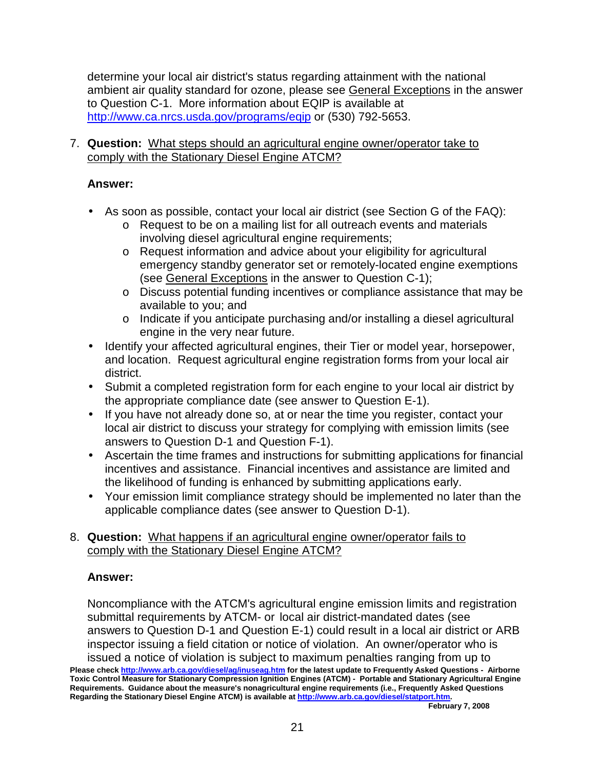determine your local air district's status regarding attainment with the national ambient air quality standard for ozone, please see General Exceptions in the answer to Question C-1. More information about EQIP is available at http://www.ca.nrcs.usda.gov/programs/eqip or (530) 792-5653.

7. **Question:** What steps should an agricultural engine owner/operator take to comply with the Stationary Diesel Engine ATCM?

   **Answer:**

   - As soon as possible, contact your local air district (see Section G of the FAQ):
     - Request to be on a mailing list for all outreach events and materials involving diesel agricultural engine requirements;
     - Request information and advice about your eligibility for agricultural emergency standby generator set or remotely-located engine exemptions (see General Exceptions in the answer to Question C-1);
     - Discuss potential funding incentives or compliance assistance that may be available to you; and
     - Indicate if you anticipate purchasing and/or installing a diesel agricultural engine in the very near future.
   - Identify your affected agricultural engines, their Tier or model year, horsepower, and location. Request agricultural engine registration forms from your local air district.
   - Submit a completed registration form for each engine to your local air district by the appropriate compliance date (see answer to Question E-1).
   - If you have not already done so, at or near the time you register, contact your local air district to discuss your strategy for complying with emission limits (see answers to Question D-1 and Question F-1).
   - Ascertain the time frames and instructions for submitting applications for financial incentives and assistance. Financial incentives and assistance are limited and the likelihood of funding is enhanced by submitting applications early.
   - Your emission limit compliance strategy should be implemented no later than the applicable compliance dates (see answer to Question D-1).

8. **Question:** What happens if an agricultural engine owner/operator fails to comply with the Stationary Diesel Engine ATCM?

   **Answer:**

   Noncompliance with the ATCM's agricultural engine emission limits and registration submittal requirements by ATCM- or local air district-mandated dates (see answers to Question D-1 and Question E-1) could result in a local air district or ARB inspector issuing a field citation or notice of violation. An owner/operator who is issued a notice of violation is subject to maximum penalties ranging from up to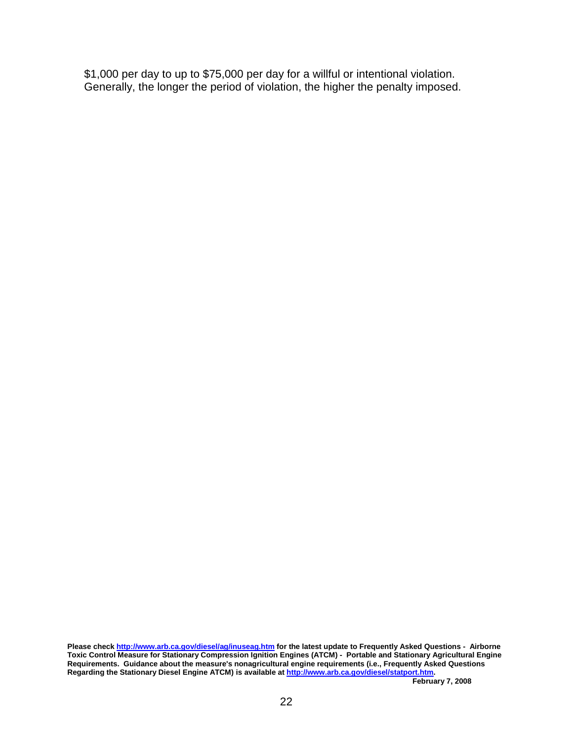$1,000 per day to up to $75,000 per day for a willful or intentional violation. Generally, the longer the period of violation, the higher the penalty imposed.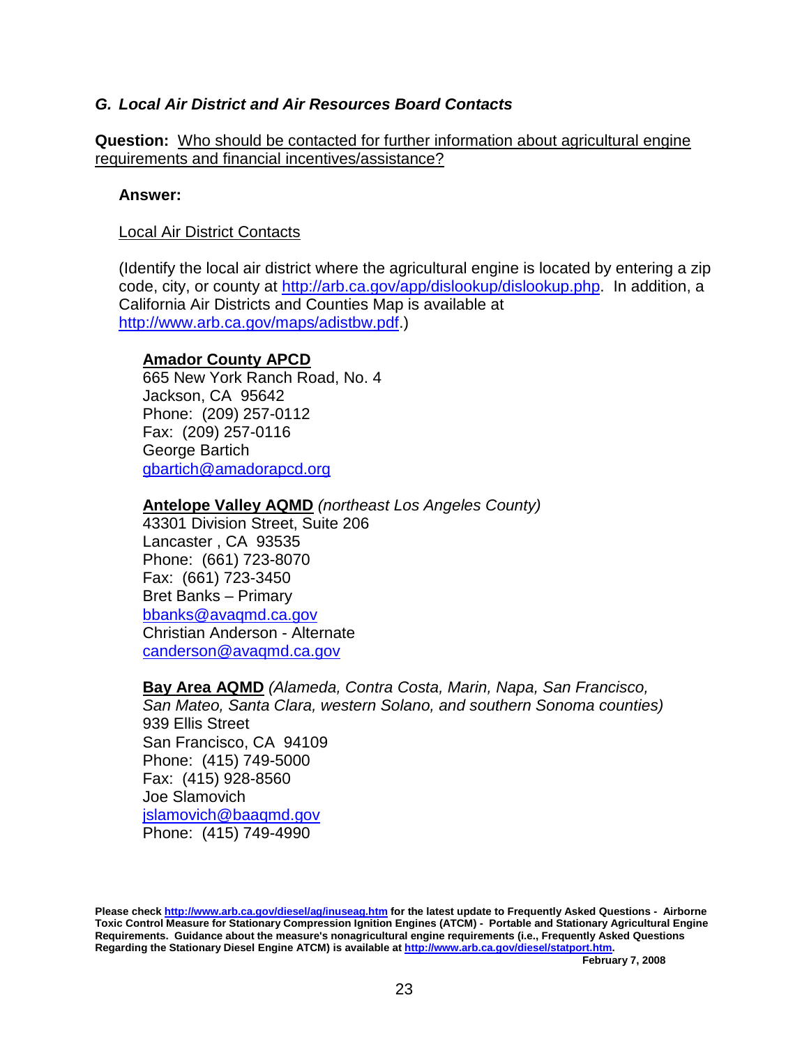### *G. Local Air District and Air Resources Board Contacts*

**Question:** Who should be contacted for further information about agricultural engine requirements and financial incentives/assistance?

**Answer:**

Local Air District Contacts

(Identify the local air district where the agricultural engine is located by entering a zip code, city, or county at http://arb.ca.gov/app/dislookup/dislookup.php. In addition, a California Air Districts and Counties Map is available at http://www.arb.ca.gov/maps/adistbw.pdf.)

**Amador County APCD**
665 New York Ranch Road, No. 4
Jackson, CA 95642
Phone: (209) 257-0112
Fax: (209) 257-0116
George Bartich
gbartich@amadorapcd.org

**Antelope Valley AQMD** *(northeast Los Angeles County)*
43301 Division Street, Suite 206
Lancaster , CA 93535
Phone: (661) 723-8070
Fax: (661) 723-3450
Bret Banks – Primary
bbanks@avaqmd.ca.gov
Christian Anderson - Alternate
canderson@avaqmd.ca.gov

**Bay Area AQMD** *(Alameda, Contra Costa, Marin, Napa, San Francisco, San Mateo, Santa Clara, western Solano, and southern Sonoma counties)*
939 Ellis Street
San Francisco, CA 94109
Phone: (415) 749-5000
Fax: (415) 928-8560
Joe Slamovich
jslamovich@baaqmd.gov
Phone: (415) 749-4990

**Please check http://www.arb.ca.gov/diesel/ag/inuseag.htm for the latest update to Frequently Asked Questions - Airborne Toxic Control Measure for Stationary Compression Ignition Engines (ATCM) - Portable and Stationary Agricultural Engine Requirements. Guidance about the measure's nonagricultural engine requirements (i.e., Frequently Asked Questions Regarding the Stationary Diesel Engine ATCM) is available at http://www.arb.ca.gov/diesel/statport.htm.**

**February 7, 2008**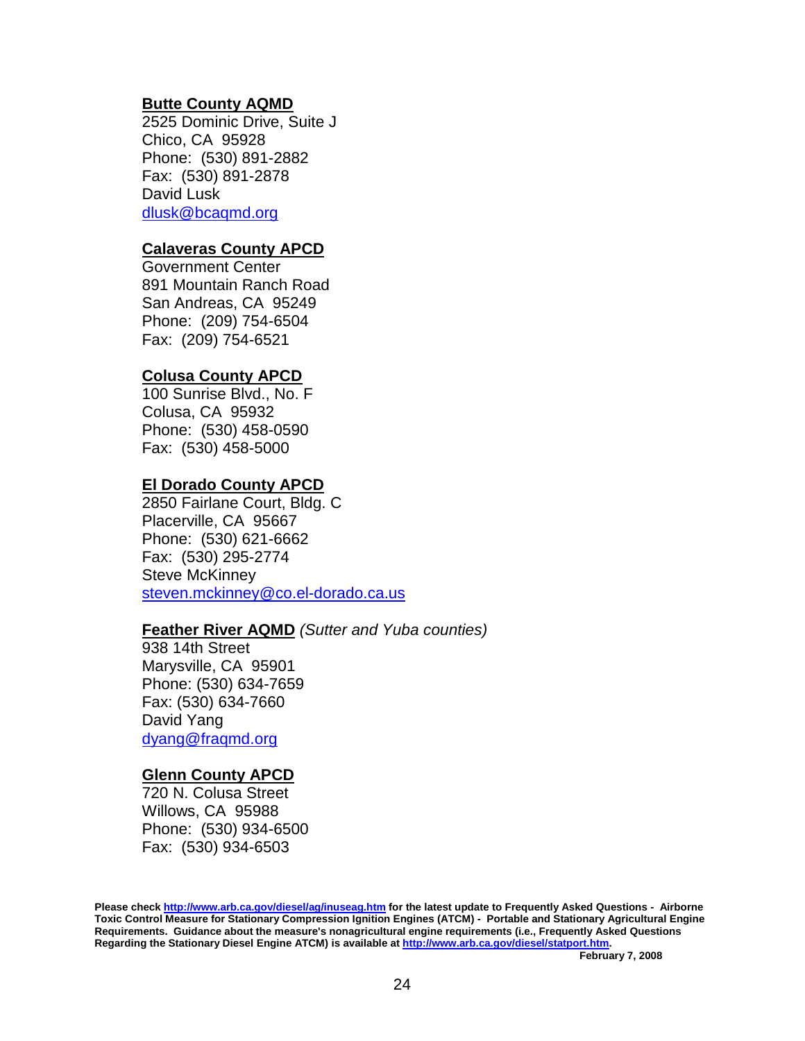**Butte County AQMD**  
2525 Dominic Drive, Suite J  
Chico, CA 95928  
Phone: (530) 891-2882  
Fax: (530) 891-2878  
David Lusk  
dlusk@bcaqmd.org

**Calaveras County APCD**  
Government Center  
891 Mountain Ranch Road  
San Andreas, CA 95249  
Phone: (209) 754-6504  
Fax: (209) 754-6521

**Colusa County APCD**  
100 Sunrise Blvd., No. F  
Colusa, CA 95932  
Phone: (530) 458-0590  
Fax: (530) 458-5000

**El Dorado County APCD**  
2850 Fairlane Court, Bldg. C  
Placerville, CA 95667  
Phone: (530) 621-6662  
Fax: (530) 295-2774  
Steve McKinney  
steven.mckinney@co.el-dorado.ca.us

**Feather River AQMD** *(Sutter and Yuba counties)*  
938 14th Street  
Marysville, CA 95901  
Phone: (530) 634-7659  
Fax: (530) 634-7660  
David Yang  
dyang@fraqmd.org

**Glenn County APCD**  
720 N. Colusa Street  
Willows, CA 95988  
Phone: (530) 934-6500  
Fax: (530) 934-6503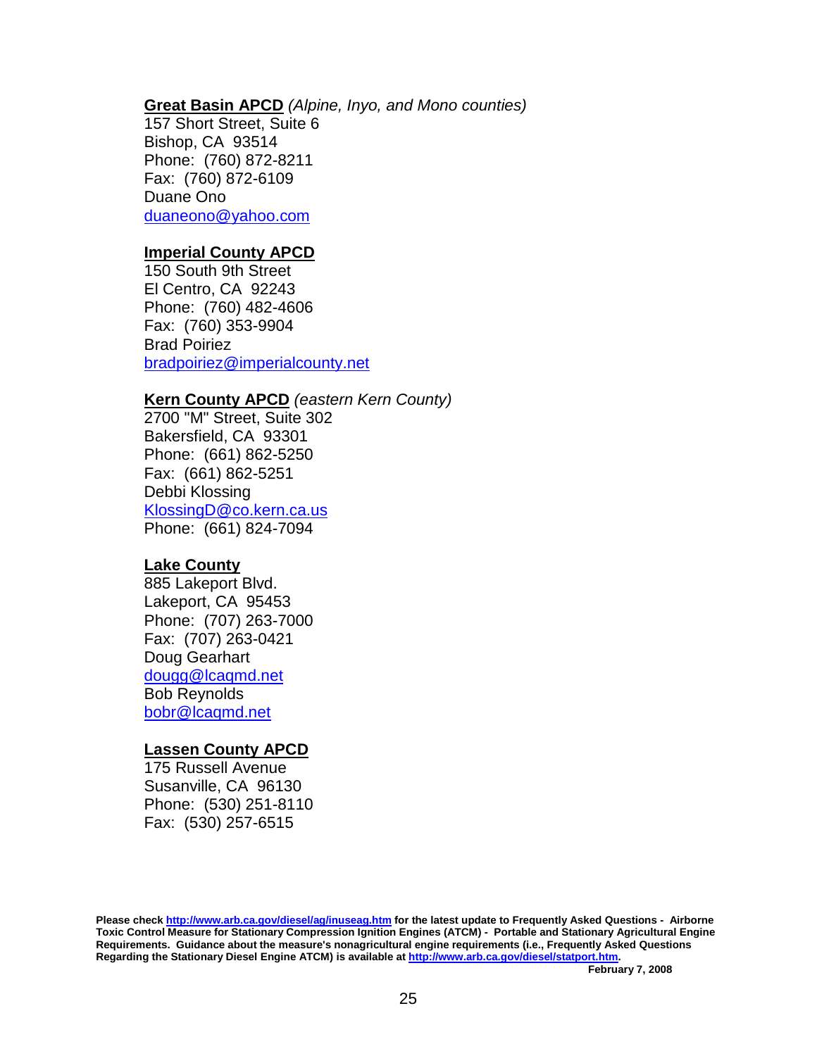**<u>Great Basin APCD</u>** *(Alpine, Inyo, and Mono counties)*
157 Short Street, Suite 6
Bishop, CA 93514
Phone: (760) 872-8211
Fax: (760) 872-6109
Duane Ono
duaneono@yahoo.com

**<u>Imperial County APCD</u>**
150 South 9th Street
El Centro, CA 92243
Phone: (760) 482-4606
Fax: (760) 353-9904
Brad Poiriez
bradpoiriez@imperialcounty.net

**<u>Kern County APCD</u>** *(eastern Kern County)*
2700 "M" Street, Suite 302
Bakersfield, CA 93301
Phone: (661) 862-5250
Fax: (661) 862-5251
Debbi Klossing
KlossingD@co.kern.ca.us
Phone: (661) 824-7094

**<u>Lake County</u>**
885 Lakeport Blvd.
Lakeport, CA 95453
Phone: (707) 263-7000
Fax: (707) 263-0421
Doug Gearhart
dougg@lcaqmd.net
Bob Reynolds
bobr@lcaqmd.net

**<u>Lassen County APCD</u>**
175 Russell Avenue
Susanville, CA 96130
Phone: (530) 251-8110
Fax: (530) 257-6515

**Please check http://www.arb.ca.gov/diesel/ag/inuseag.htm for the latest update to Frequently Asked Questions - Airborne Toxic Control Measure for Stationary Compression Ignition Engines (ATCM) - Portable and Stationary Agricultural Engine Requirements. Guidance about the measure's nonagricultural engine requirements (i.e., Frequently Asked Questions Regarding the Stationary Diesel Engine ATCM) is available at http://www.arb.ca.gov/diesel/statport.htm.**

**February 7, 2008**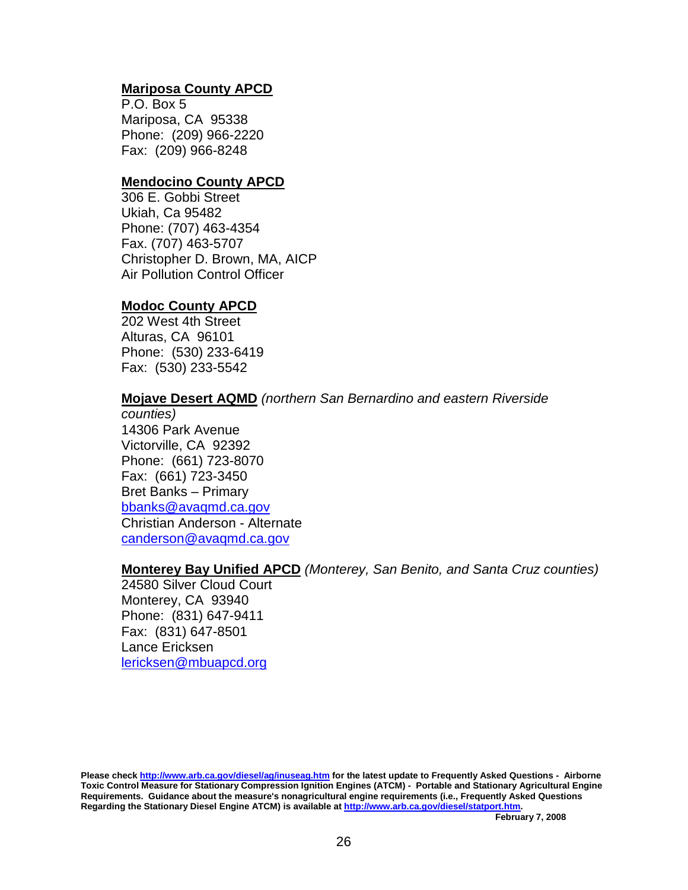**Mariposa County APCD**
P.O. Box 5
Mariposa, CA 95338
Phone: (209) 966-2220
Fax: (209) 966-8248

**Mendocino County APCD**
306 E. Gobbi Street
Ukiah, Ca 95482
Phone: (707) 463-4354
Fax. (707) 463-5707
Christopher D. Brown, MA, AICP
Air Pollution Control Officer

**Modoc County APCD**
202 West 4th Street
Alturas, CA 96101
Phone: (530) 233-6419
Fax: (530) 233-5542

**Mojave Desert AQMD** *(northern San Bernardino and eastern Riverside counties)*
14306 Park Avenue
Victorville, CA 92392
Phone: (661) 723-8070
Fax: (661) 723-3450
Bret Banks – Primary
bbanks@avaqmd.ca.gov
Christian Anderson - Alternate
canderson@avaqmd.ca.gov

**Monterey Bay Unified APCD** *(Monterey, San Benito, and Santa Cruz counties)*
24580 Silver Cloud Court
Monterey, CA 93940
Phone: (831) 647-9411
Fax: (831) 647-8501
Lance Ericksen
lericksen@mbuapcd.org

**Please check http://www.arb.ca.gov/diesel/ag/inuseag.htm for the latest update to Frequently Asked Questions - Airborne Toxic Control Measure for Stationary Compression Ignition Engines (ATCM) - Portable and Stationary Agricultural Engine Requirements. Guidance about the measure's nonagricultural engine requirements (i.e., Frequently Asked Questions Regarding the Stationary Diesel Engine ATCM) is available at http://www.arb.ca.gov/diesel/statport.htm.**

**February 7, 2008**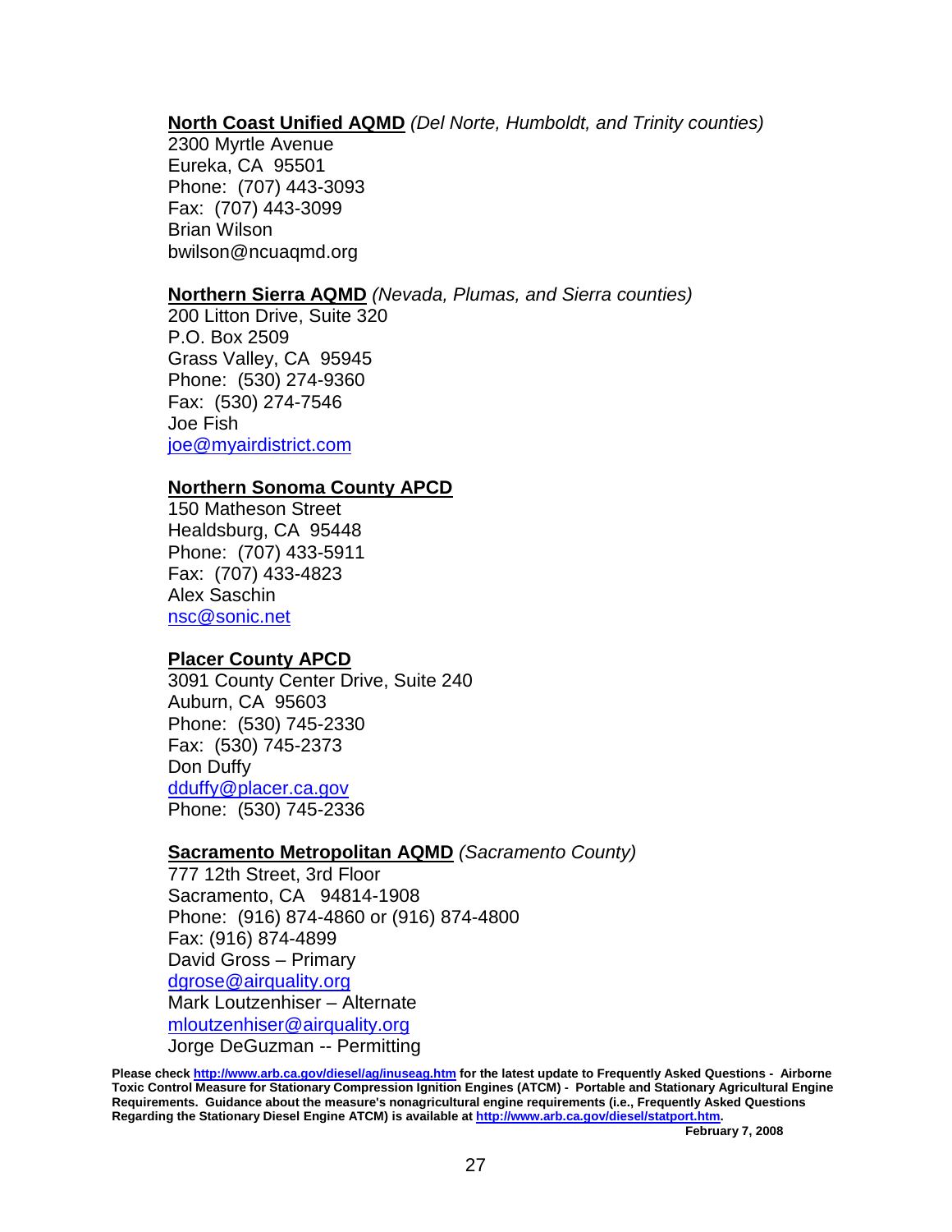**North Coast Unified AQMD** *(Del Norte, Humboldt, and Trinity counties)*
2300 Myrtle Avenue
Eureka, CA 95501
Phone: (707) 443-3093
Fax: (707) 443-3099
Brian Wilson
bwilson@ncuaqmd.org

**Northern Sierra AQMD** *(Nevada, Plumas, and Sierra counties)*
200 Litton Drive, Suite 320
P.O. Box 2509
Grass Valley, CA 95945
Phone: (530) 274-9360
Fax: (530) 274-7546
Joe Fish
joe@myairdistrict.com

**Northern Sonoma County APCD**
150 Matheson Street
Healdsburg, CA 95448
Phone: (707) 433-5911
Fax: (707) 433-4823
Alex Saschin
nsc@sonic.net

**Placer County APCD**
3091 County Center Drive, Suite 240
Auburn, CA 95603
Phone: (530) 745-2330
Fax: (530) 745-2373
Don Duffy
dduffy@placer.ca.gov
Phone: (530) 745-2336

**Sacramento Metropolitan AQMD** *(Sacramento County)*
777 12th Street, 3rd Floor
Sacramento, CA 94814-1908
Phone: (916) 874-4860 or (916) 874-4800
Fax: (916) 874-4899
David Gross – Primary
dgrose@airquality.org
Mark Loutzenhiser – Alternate
mloutzenhiser@airquality.org
Jorge DeGuzman -- Permitting

**Please check http://www.arb.ca.gov/diesel/ag/inuseag.htm for the latest update to Frequently Asked Questions - Airborne Toxic Control Measure for Stationary Compression Ignition Engines (ATCM) - Portable and Stationary Agricultural Engine Requirements. Guidance about the measure's nonagricultural engine requirements (i.e., Frequently Asked Questions Regarding the Stationary Diesel Engine ATCM) is available at http://www.arb.ca.gov/diesel/statport.htm.**

**February 7, 2008**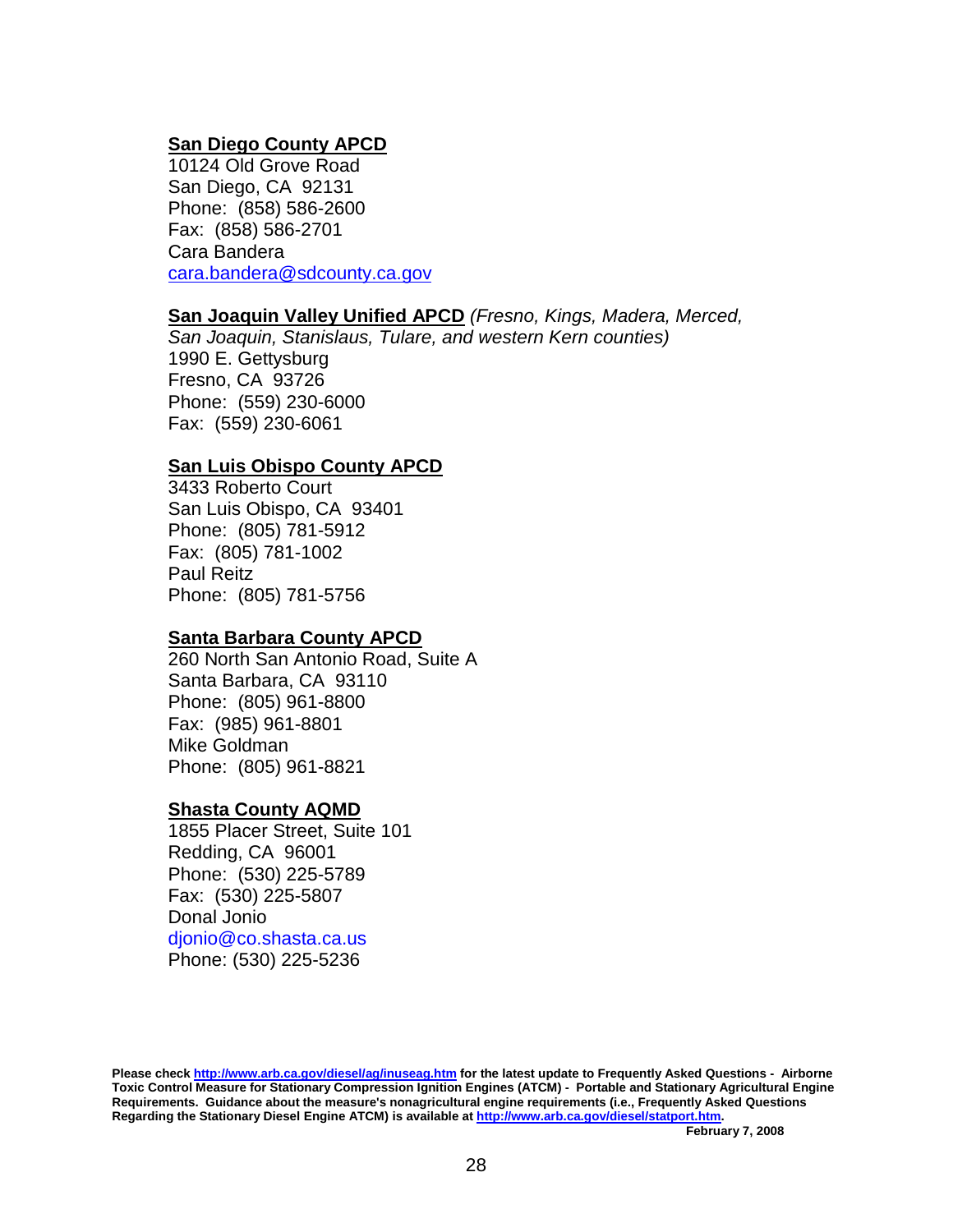**<u>San Diego County APCD</u>**
10124 Old Grove Road
San Diego, CA 92131
Phone: (858) 586-2600
Fax: (858) 586-2701
Cara Bandera
cara.bandera@sdcounty.ca.gov

**<u>San Joaquin Valley Unified APCD</u>** *(Fresno, Kings, Madera, Merced, San Joaquin, Stanislaus, Tulare, and western Kern counties)*
1990 E. Gettysburg
Fresno, CA 93726
Phone: (559) 230-6000
Fax: (559) 230-6061

**<u>San Luis Obispo County APCD</u>**
3433 Roberto Court
San Luis Obispo, CA 93401
Phone: (805) 781-5912
Fax: (805) 781-1002
Paul Reitz
Phone: (805) 781-5756

**<u>Santa Barbara County APCD</u>**
260 North San Antonio Road, Suite A
Santa Barbara, CA 93110
Phone: (805) 961-8800
Fax: (985) 961-8801
Mike Goldman
Phone: (805) 961-8821

**<u>Shasta County AQMD</u>**
1855 Placer Street, Suite 101
Redding, CA 96001
Phone: (530) 225-5789
Fax: (530) 225-5807
Donal Jonio
djonio@co.shasta.ca.us
Phone: (530) 225-5236

**Please check http://www.arb.ca.gov/diesel/ag/inuseag.htm for the latest update to Frequently Asked Questions - Airborne Toxic Control Measure for Stationary Compression Ignition Engines (ATCM) - Portable and Stationary Agricultural Engine Requirements. Guidance about the measure's nonagricultural engine requirements (i.e., Frequently Asked Questions Regarding the Stationary Diesel Engine ATCM) is available at http://www.arb.ca.gov/diesel/statport.htm.**

**February 7, 2008**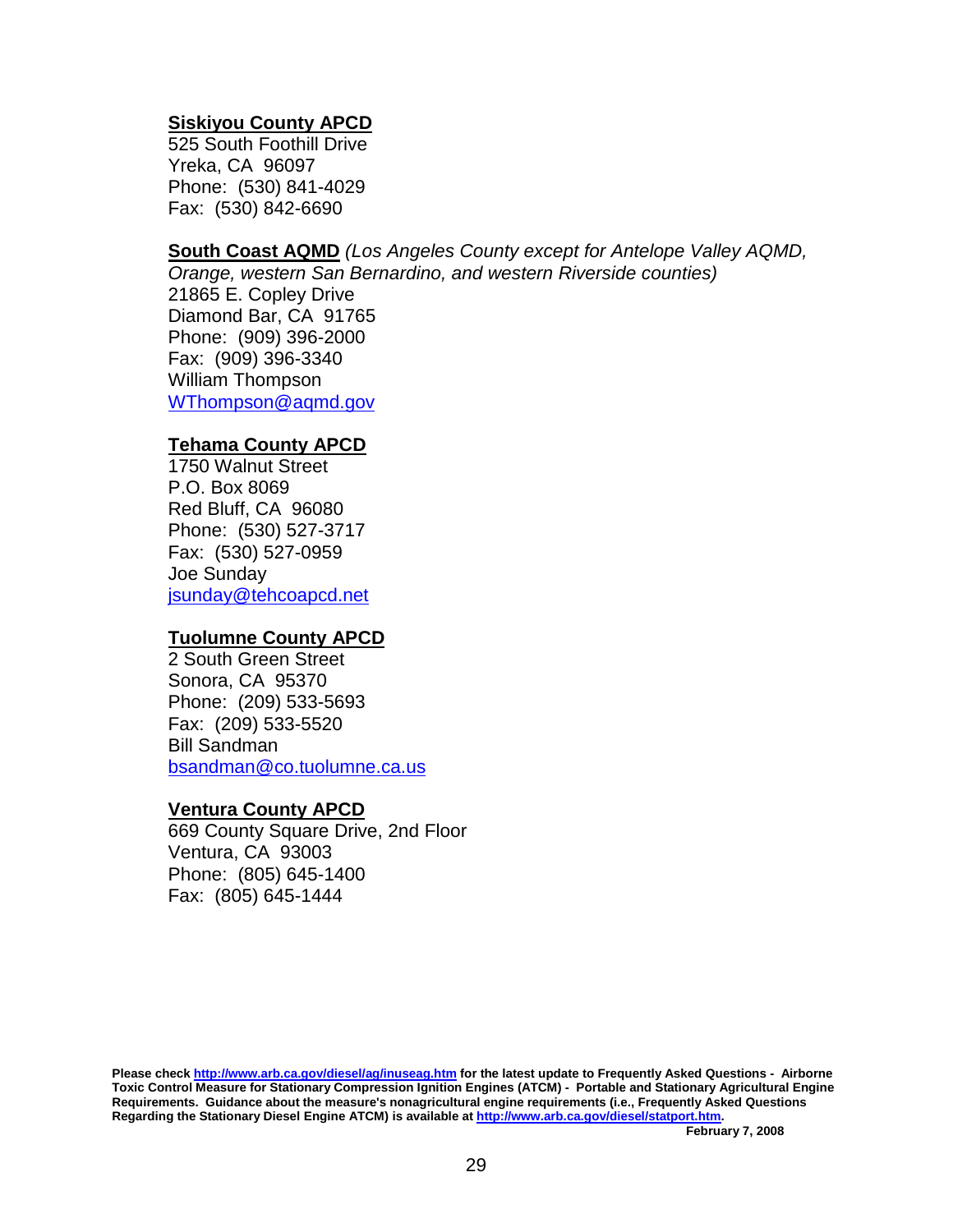**Siskiyou County APCD**
525 South Foothill Drive
Yreka, CA 96097
Phone: (530) 841-4029
Fax: (530) 842-6690

**South Coast AQMD** *(Los Angeles County except for Antelope Valley AQMD, Orange, western San Bernardino, and western Riverside counties)*
21865 E. Copley Drive
Diamond Bar, CA 91765
Phone: (909) 396-2000
Fax: (909) 396-3340
William Thompson
WThompson@aqmd.gov

**Tehama County APCD**
1750 Walnut Street
P.O. Box 8069
Red Bluff, CA 96080
Phone: (530) 527-3717
Fax: (530) 527-0959
Joe Sunday
jsunday@tehcoapcd.net

**Tuolumne County APCD**
2 South Green Street
Sonora, CA 95370
Phone: (209) 533-5693
Fax: (209) 533-5520
Bill Sandman
bsandman@co.tuolumne.ca.us

**Ventura County APCD**
669 County Square Drive, 2nd Floor
Ventura, CA 93003
Phone: (805) 645-1400
Fax: (805) 645-1444

**Please check http://www.arb.ca.gov/diesel/ag/inuseag.htm for the latest update to Frequently Asked Questions - Airborne Toxic Control Measure for Stationary Compression Ignition Engines (ATCM) - Portable and Stationary Agricultural Engine Requirements. Guidance about the measure's nonagricultural engine requirements (i.e., Frequently Asked Questions Regarding the Stationary Diesel Engine ATCM) is available at http://www.arb.ca.gov/diesel/statport.htm.**

**February 7, 2008**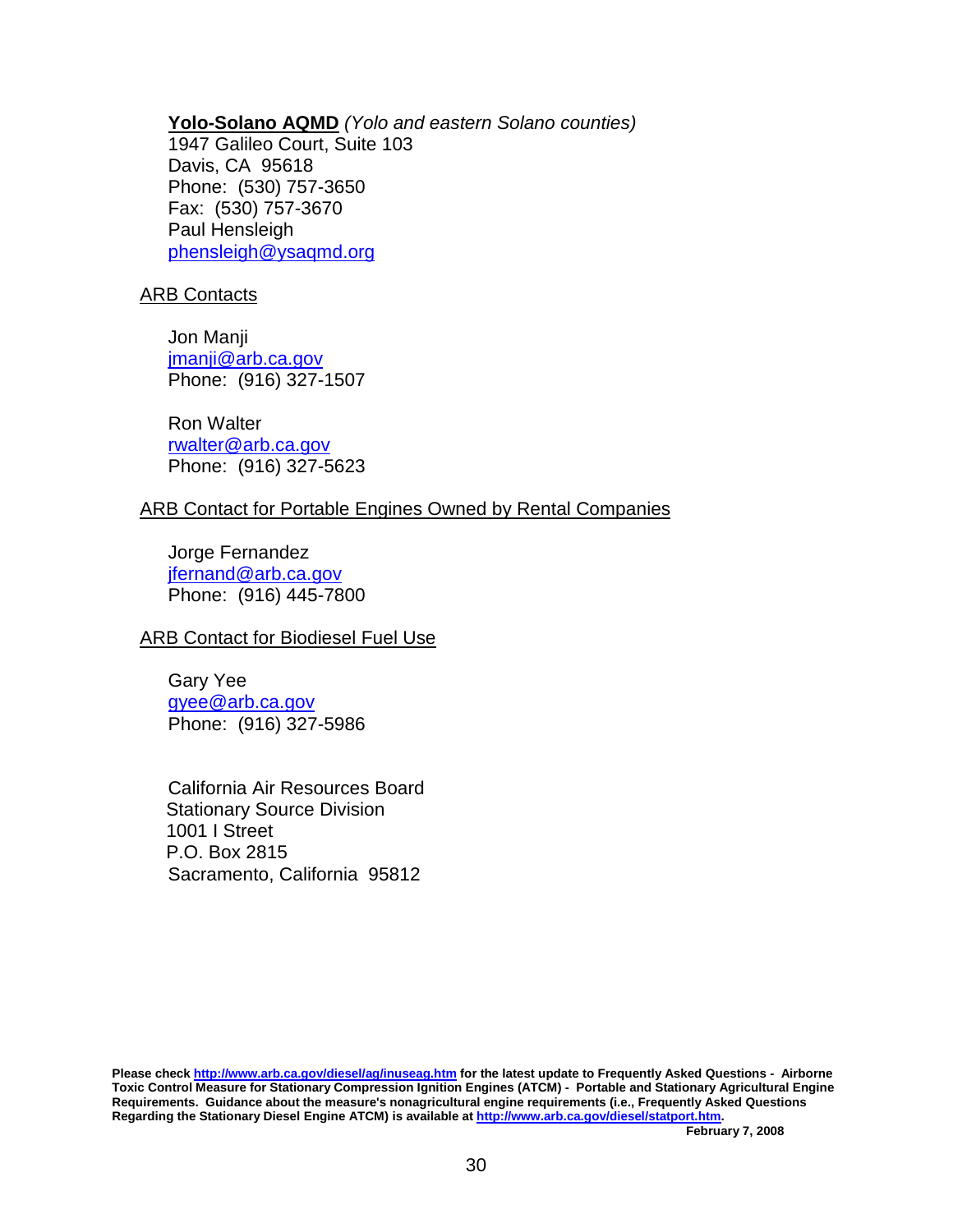**Yolo-Solano AQMD** *(Yolo and eastern Solano counties)*
1947 Galileo Court, Suite 103
Davis, CA 95618
Phone: (530) 757-3650
Fax: (530) 757-3670
Paul Hensleigh
phensleigh@ysaqmd.org

ARB Contacts

Jon Manji
jmanji@arb.ca.gov
Phone: (916) 327-1507

Ron Walter
rwalter@arb.ca.gov
Phone: (916) 327-5623

ARB Contact for Portable Engines Owned by Rental Companies

Jorge Fernandez
jfernand@arb.ca.gov
Phone: (916) 445-7800

ARB Contact for Biodiesel Fuel Use

Gary Yee
gyee@arb.ca.gov
Phone: (916) 327-5986

California Air Resources Board
Stationary Source Division
1001 I Street
P.O. Box 2815
Sacramento, California 95812